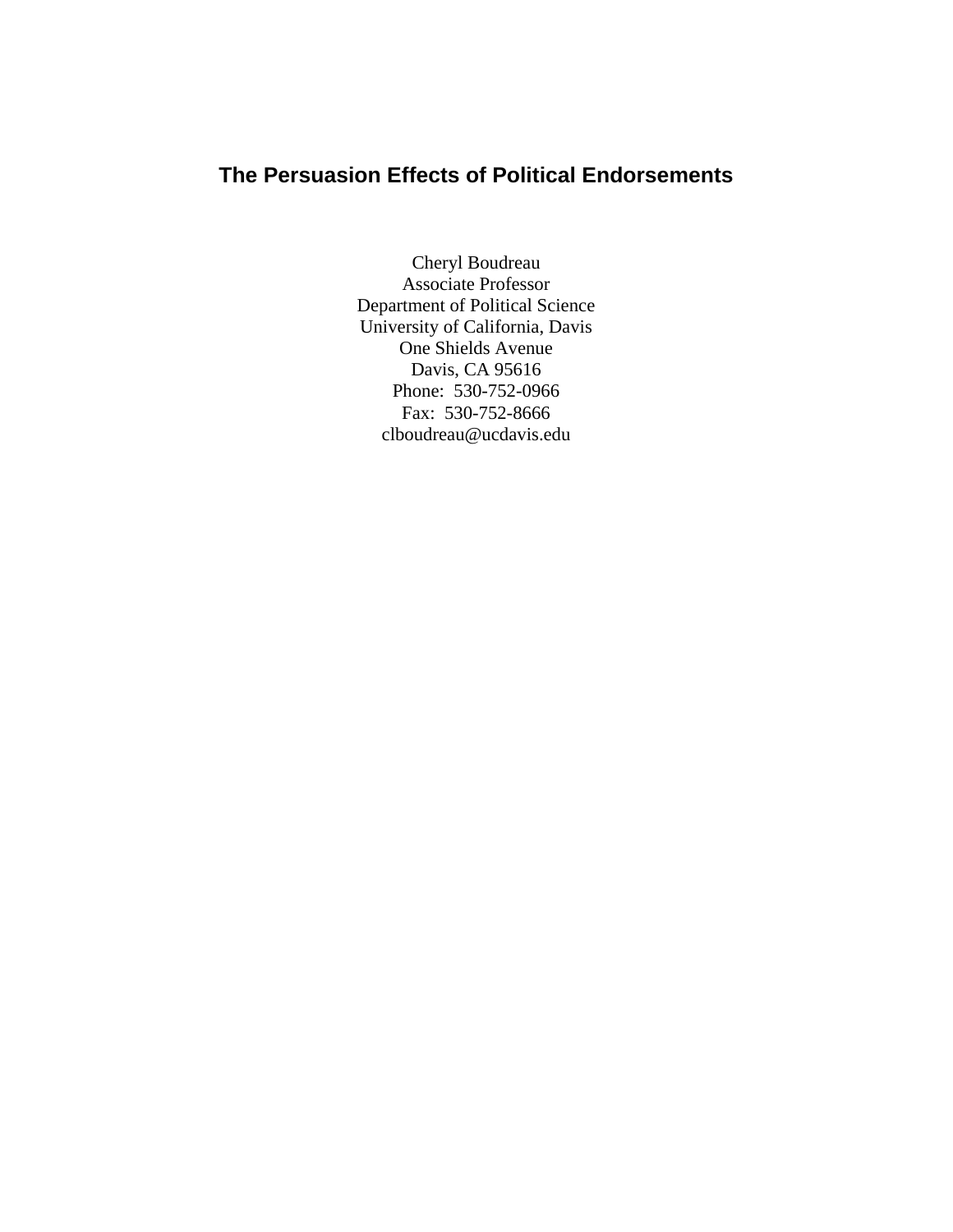# The Persuasion Effects of Political Endorsements

Cheryl Boudreau
Associate Professor
Department of Political Science
University of California, Davis
One Shields Avenue
Davis, CA 95616
Phone: 530-752-0966
Fax: 530-752-8666
clboudreau@ucdavis.edu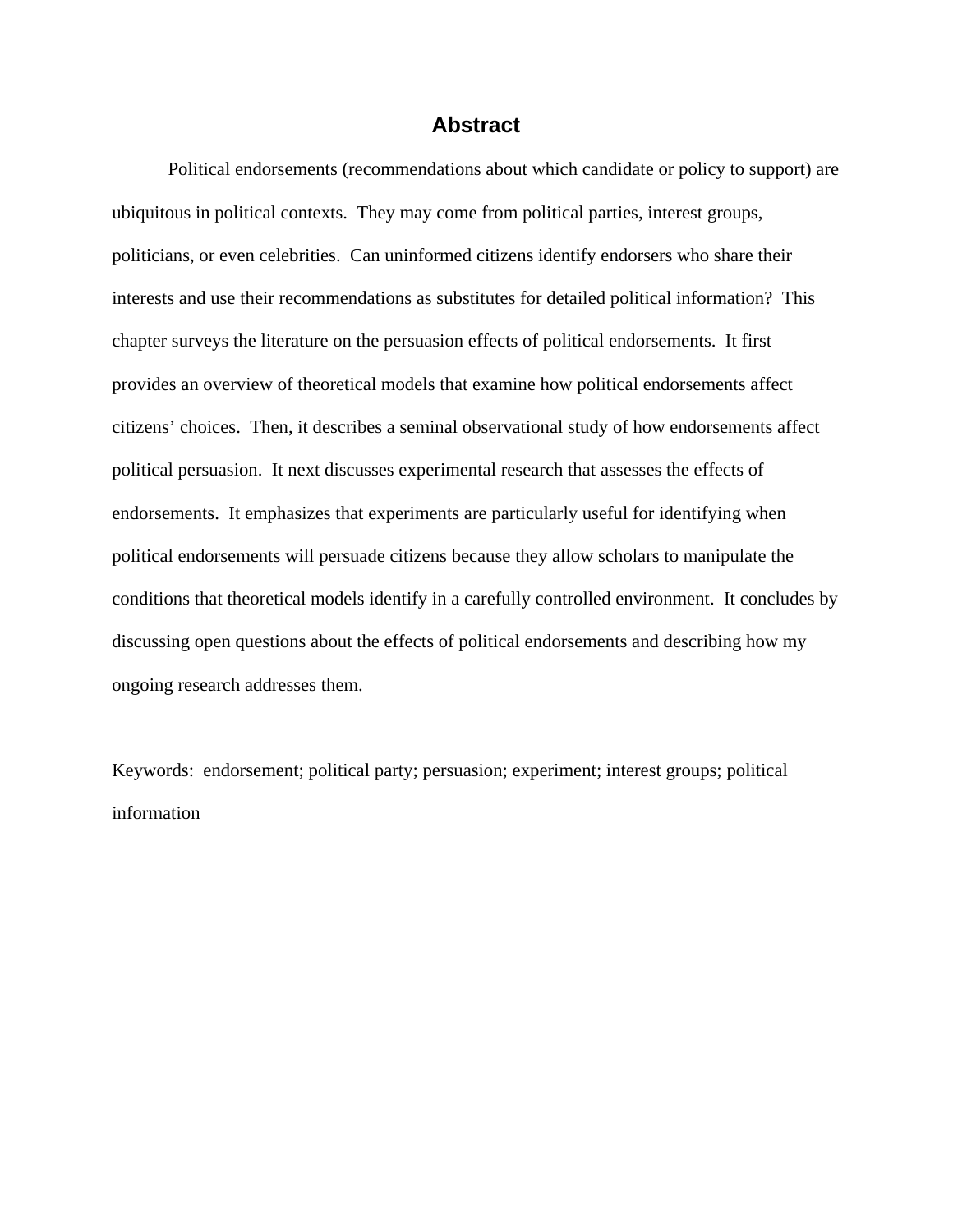# Abstract

Political endorsements (recommendations about which candidate or policy to support) are ubiquitous in political contexts. They may come from political parties, interest groups, politicians, or even celebrities. Can uninformed citizens identify endorsers who share their interests and use their recommendations as substitutes for detailed political information? This chapter surveys the literature on the persuasion effects of political endorsements. It first provides an overview of theoretical models that examine how political endorsements affect citizens' choices. Then, it describes a seminal observational study of how endorsements affect political persuasion. It next discusses experimental research that assesses the effects of endorsements. It emphasizes that experiments are particularly useful for identifying when political endorsements will persuade citizens because they allow scholars to manipulate the conditions that theoretical models identify in a carefully controlled environment. It concludes by discussing open questions about the effects of political endorsements and describing how my ongoing research addresses them.

Keywords: endorsement; political party; persuasion; experiment; interest groups; political information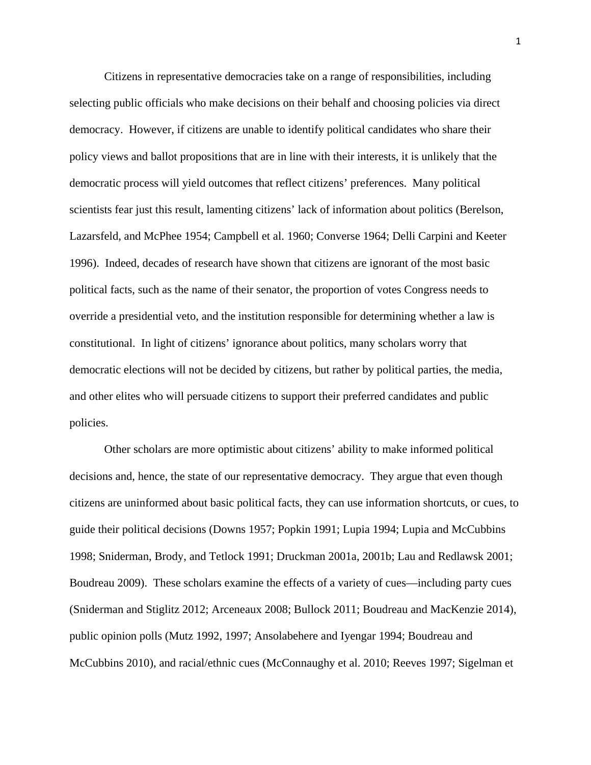Citizens in representative democracies take on a range of responsibilities, including selecting public officials who make decisions on their behalf and choosing policies via direct democracy. However, if citizens are unable to identify political candidates who share their policy views and ballot propositions that are in line with their interests, it is unlikely that the democratic process will yield outcomes that reflect citizens' preferences. Many political scientists fear just this result, lamenting citizens' lack of information about politics (Berelson, Lazarsfeld, and McPhee 1954; Campbell et al. 1960; Converse 1964; Delli Carpini and Keeter 1996). Indeed, decades of research have shown that citizens are ignorant of the most basic political facts, such as the name of their senator, the proportion of votes Congress needs to override a presidential veto, and the institution responsible for determining whether a law is constitutional. In light of citizens' ignorance about politics, many scholars worry that democratic elections will not be decided by citizens, but rather by political parties, the media, and other elites who will persuade citizens to support their preferred candidates and public policies.

Other scholars are more optimistic about citizens' ability to make informed political decisions and, hence, the state of our representative democracy. They argue that even though citizens are uninformed about basic political facts, they can use information shortcuts, or cues, to guide their political decisions (Downs 1957; Popkin 1991; Lupia 1994; Lupia and McCubbins 1998; Sniderman, Brody, and Tetlock 1991; Druckman 2001a, 2001b; Lau and Redlawsk 2001; Boudreau 2009). These scholars examine the effects of a variety of cues—including party cues (Sniderman and Stiglitz 2012; Arceneaux 2008; Bullock 2011; Boudreau and MacKenzie 2014), public opinion polls (Mutz 1992, 1997; Ansolabehere and Iyengar 1994; Boudreau and McCubbins 2010), and racial/ethnic cues (McConnaughy et al. 2010; Reeves 1997; Sigelman et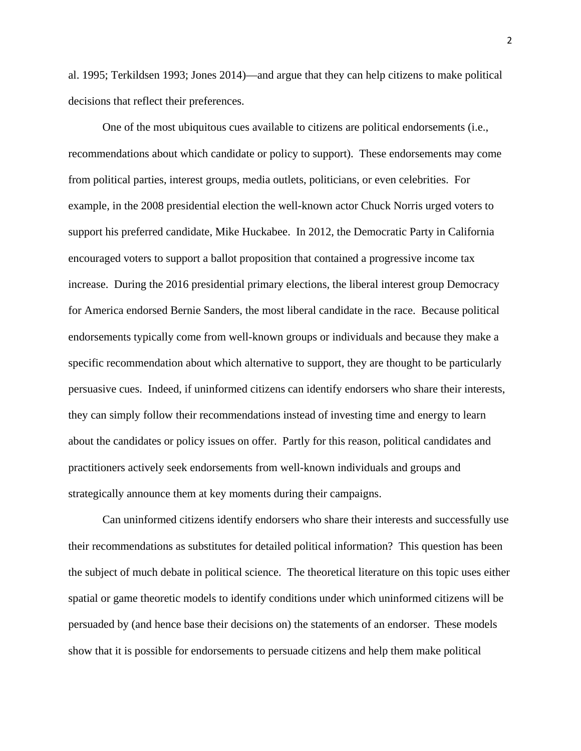al. 1995; Terkildsen 1993; Jones 2014)—and argue that they can help citizens to make political decisions that reflect their preferences.

One of the most ubiquitous cues available to citizens are political endorsements (i.e., recommendations about which candidate or policy to support). These endorsements may come from political parties, interest groups, media outlets, politicians, or even celebrities. For example, in the 2008 presidential election the well-known actor Chuck Norris urged voters to support his preferred candidate, Mike Huckabee. In 2012, the Democratic Party in California encouraged voters to support a ballot proposition that contained a progressive income tax increase. During the 2016 presidential primary elections, the liberal interest group Democracy for America endorsed Bernie Sanders, the most liberal candidate in the race. Because political endorsements typically come from well-known groups or individuals and because they make a specific recommendation about which alternative to support, they are thought to be particularly persuasive cues. Indeed, if uninformed citizens can identify endorsers who share their interests, they can simply follow their recommendations instead of investing time and energy to learn about the candidates or policy issues on offer. Partly for this reason, political candidates and practitioners actively seek endorsements from well-known individuals and groups and strategically announce them at key moments during their campaigns.

Can uninformed citizens identify endorsers who share their interests and successfully use their recommendations as substitutes for detailed political information? This question has been the subject of much debate in political science. The theoretical literature on this topic uses either spatial or game theoretic models to identify conditions under which uninformed citizens will be persuaded by (and hence base their decisions on) the statements of an endorser. These models show that it is possible for endorsements to persuade citizens and help them make political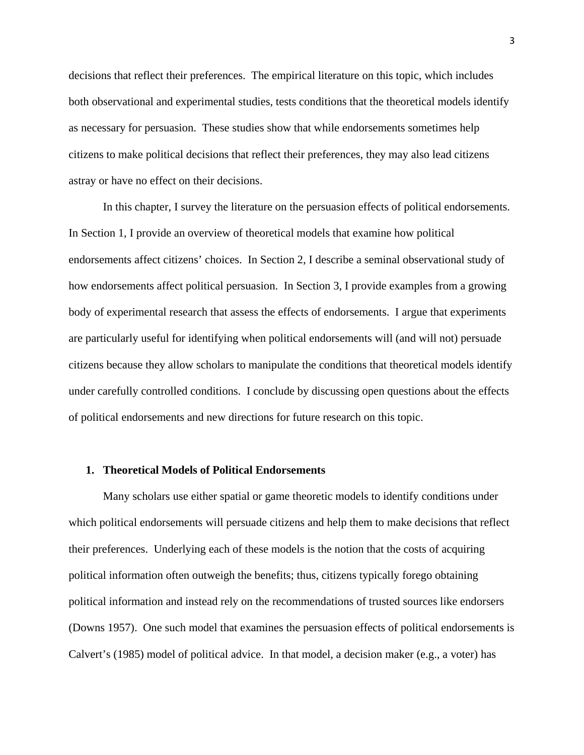decisions that reflect their preferences. The empirical literature on this topic, which includes both observational and experimental studies, tests conditions that the theoretical models identify as necessary for persuasion. These studies show that while endorsements sometimes help citizens to make political decisions that reflect their preferences, they may also lead citizens astray or have no effect on their decisions.

In this chapter, I survey the literature on the persuasion effects of political endorsements. In Section 1, I provide an overview of theoretical models that examine how political endorsements affect citizens' choices. In Section 2, I describe a seminal observational study of how endorsements affect political persuasion. In Section 3, I provide examples from a growing body of experimental research that assess the effects of endorsements. I argue that experiments are particularly useful for identifying when political endorsements will (and will not) persuade citizens because they allow scholars to manipulate the conditions that theoretical models identify under carefully controlled conditions. I conclude by discussing open questions about the effects of political endorsements and new directions for future research on this topic.

## 1. Theoretical Models of Political Endorsements

Many scholars use either spatial or game theoretic models to identify conditions under which political endorsements will persuade citizens and help them to make decisions that reflect their preferences. Underlying each of these models is the notion that the costs of acquiring political information often outweigh the benefits; thus, citizens typically forego obtaining political information and instead rely on the recommendations of trusted sources like endorsers (Downs 1957). One such model that examines the persuasion effects of political endorsements is Calvert's (1985) model of political advice. In that model, a decision maker (e.g., a voter) has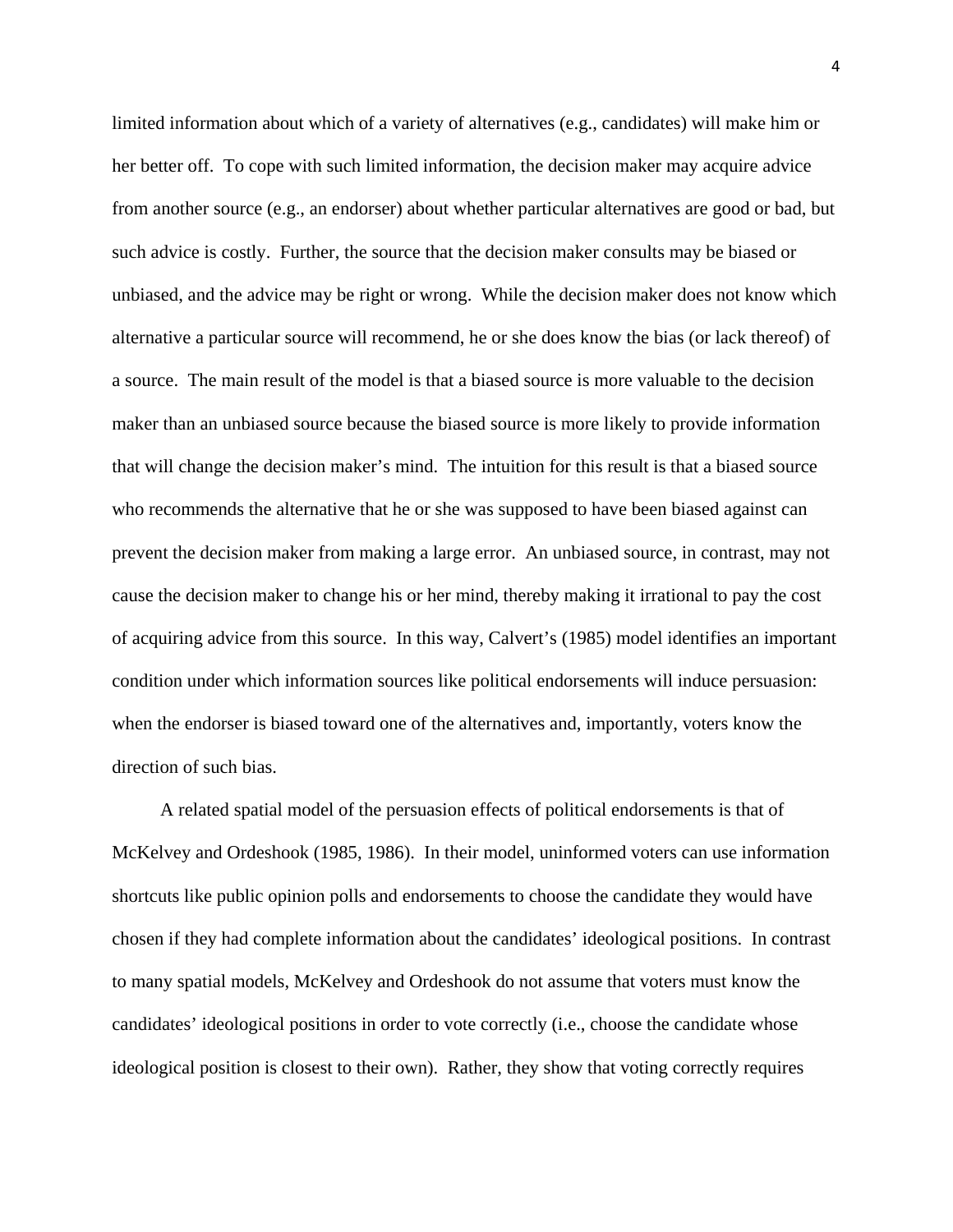limited information about which of a variety of alternatives (e.g., candidates) will make him or her better off. To cope with such limited information, the decision maker may acquire advice from another source (e.g., an endorser) about whether particular alternatives are good or bad, but such advice is costly. Further, the source that the decision maker consults may be biased or unbiased, and the advice may be right or wrong. While the decision maker does not know which alternative a particular source will recommend, he or she does know the bias (or lack thereof) of a source. The main result of the model is that a biased source is more valuable to the decision maker than an unbiased source because the biased source is more likely to provide information that will change the decision maker's mind. The intuition for this result is that a biased source who recommends the alternative that he or she was supposed to have been biased against can prevent the decision maker from making a large error. An unbiased source, in contrast, may not cause the decision maker to change his or her mind, thereby making it irrational to pay the cost of acquiring advice from this source. In this way, Calvert's (1985) model identifies an important condition under which information sources like political endorsements will induce persuasion: when the endorser is biased toward one of the alternatives and, importantly, voters know the direction of such bias.

A related spatial model of the persuasion effects of political endorsements is that of McKelvey and Ordeshook (1985, 1986). In their model, uninformed voters can use information shortcuts like public opinion polls and endorsements to choose the candidate they would have chosen if they had complete information about the candidates' ideological positions. In contrast to many spatial models, McKelvey and Ordeshook do not assume that voters must know the candidates' ideological positions in order to vote correctly (i.e., choose the candidate whose ideological position is closest to their own). Rather, they show that voting correctly requires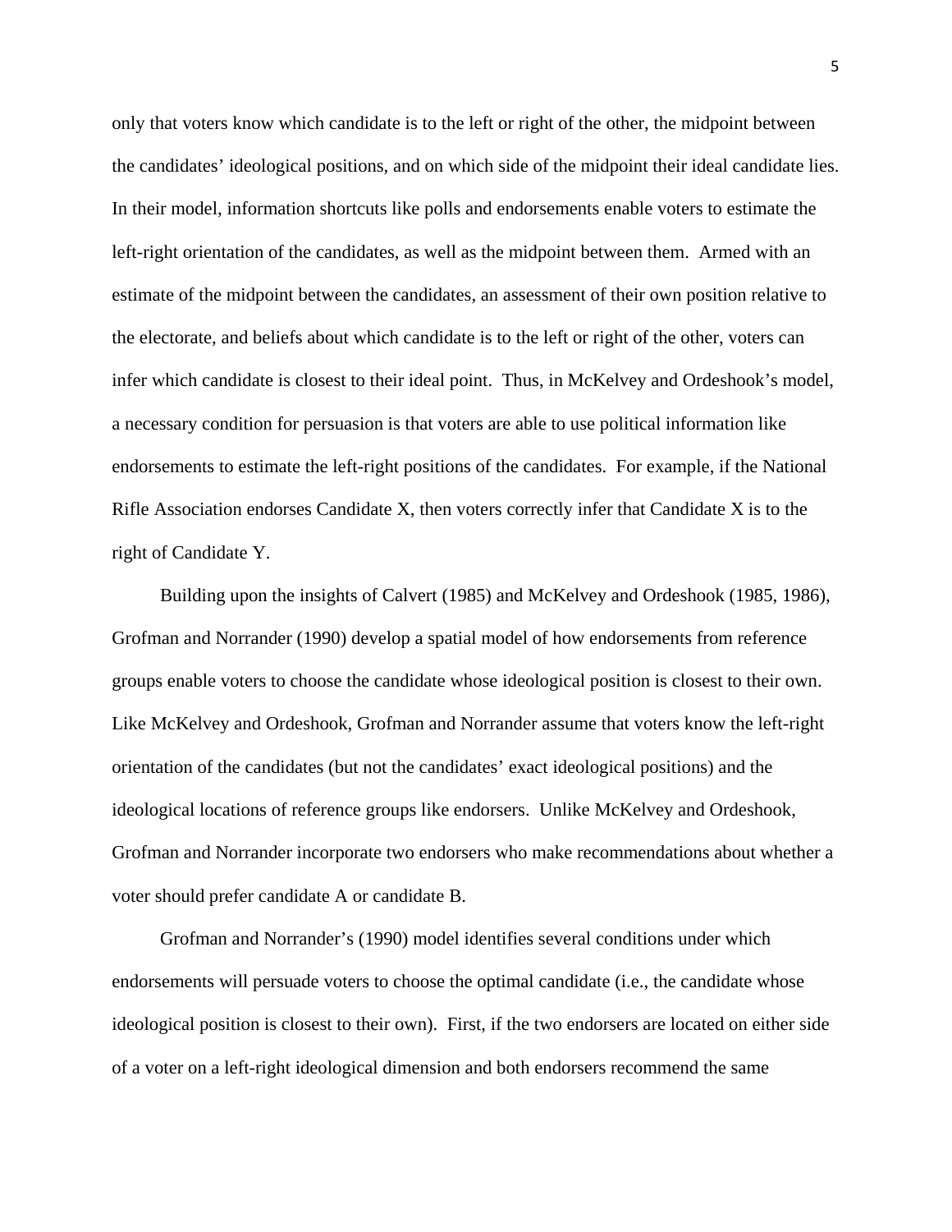only that voters know which candidate is to the left or right of the other, the midpoint between the candidates' ideological positions, and on which side of the midpoint their ideal candidate lies. In their model, information shortcuts like polls and endorsements enable voters to estimate the left-right orientation of the candidates, as well as the midpoint between them. Armed with an estimate of the midpoint between the candidates, an assessment of their own position relative to the electorate, and beliefs about which candidate is to the left or right of the other, voters can infer which candidate is closest to their ideal point. Thus, in McKelvey and Ordeshook's model, a necessary condition for persuasion is that voters are able to use political information like endorsements to estimate the left-right positions of the candidates. For example, if the National Rifle Association endorses Candidate X, then voters correctly infer that Candidate X is to the right of Candidate Y.

Building upon the insights of Calvert (1985) and McKelvey and Ordeshook (1985, 1986), Grofman and Norrander (1990) develop a spatial model of how endorsements from reference groups enable voters to choose the candidate whose ideological position is closest to their own. Like McKelvey and Ordeshook, Grofman and Norrander assume that voters know the left-right orientation of the candidates (but not the candidates' exact ideological positions) and the ideological locations of reference groups like endorsers. Unlike McKelvey and Ordeshook, Grofman and Norrander incorporate two endorsers who make recommendations about whether a voter should prefer candidate A or candidate B.

Grofman and Norrander's (1990) model identifies several conditions under which endorsements will persuade voters to choose the optimal candidate (i.e., the candidate whose ideological position is closest to their own). First, if the two endorsers are located on either side of a voter on a left-right ideological dimension and both endorsers recommend the same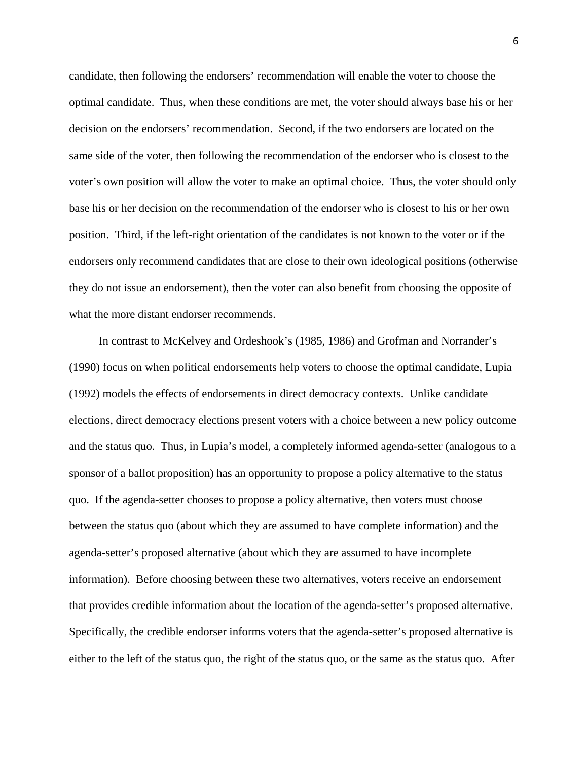candidate, then following the endorsers' recommendation will enable the voter to choose the optimal candidate. Thus, when these conditions are met, the voter should always base his or her decision on the endorsers' recommendation. Second, if the two endorsers are located on the same side of the voter, then following the recommendation of the endorser who is closest to the voter's own position will allow the voter to make an optimal choice. Thus, the voter should only base his or her decision on the recommendation of the endorser who is closest to his or her own position. Third, if the left-right orientation of the candidates is not known to the voter or if the endorsers only recommend candidates that are close to their own ideological positions (otherwise they do not issue an endorsement), then the voter can also benefit from choosing the opposite of what the more distant endorser recommends.

In contrast to McKelvey and Ordeshook's (1985, 1986) and Grofman and Norrander's (1990) focus on when political endorsements help voters to choose the optimal candidate, Lupia (1992) models the effects of endorsements in direct democracy contexts. Unlike candidate elections, direct democracy elections present voters with a choice between a new policy outcome and the status quo. Thus, in Lupia's model, a completely informed agenda-setter (analogous to a sponsor of a ballot proposition) has an opportunity to propose a policy alternative to the status quo. If the agenda-setter chooses to propose a policy alternative, then voters must choose between the status quo (about which they are assumed to have complete information) and the agenda-setter's proposed alternative (about which they are assumed to have incomplete information). Before choosing between these two alternatives, voters receive an endorsement that provides credible information about the location of the agenda-setter's proposed alternative. Specifically, the credible endorser informs voters that the agenda-setter's proposed alternative is either to the left of the status quo, the right of the status quo, or the same as the status quo. After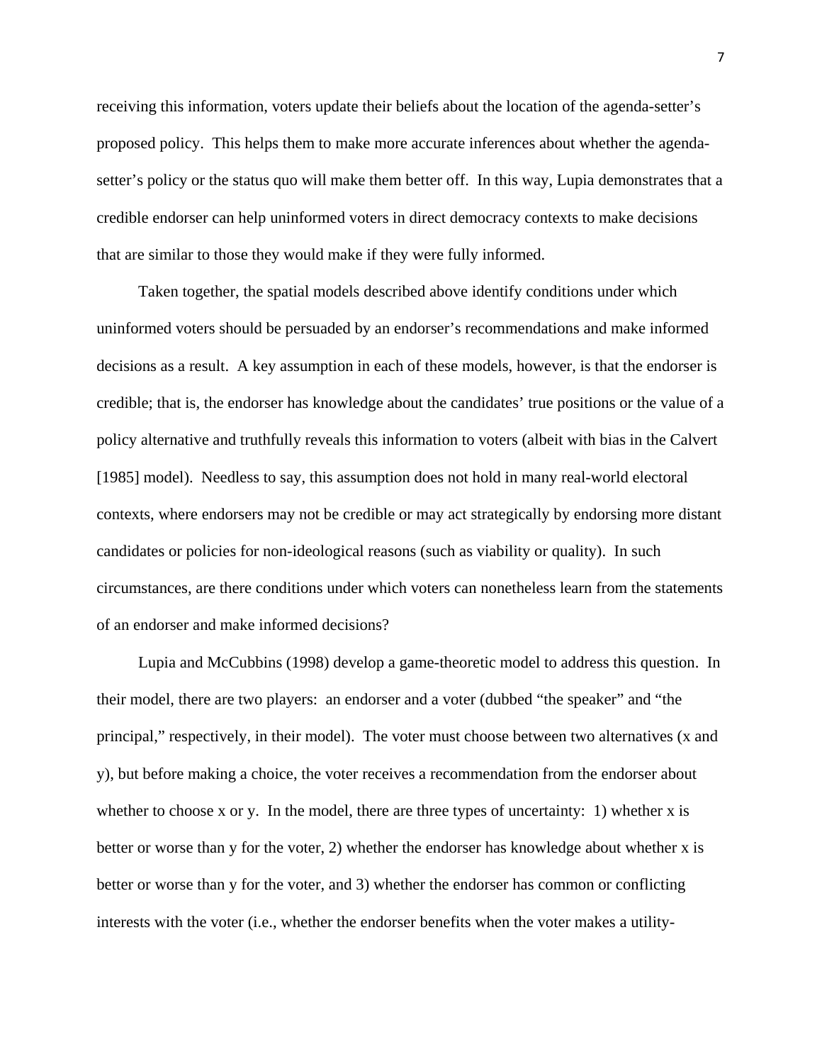receiving this information, voters update their beliefs about the location of the agenda-setter's proposed policy. This helps them to make more accurate inferences about whether the agenda-setter's policy or the status quo will make them better off. In this way, Lupia demonstrates that a credible endorser can help uninformed voters in direct democracy contexts to make decisions that are similar to those they would make if they were fully informed.

Taken together, the spatial models described above identify conditions under which uninformed voters should be persuaded by an endorser's recommendations and make informed decisions as a result. A key assumption in each of these models, however, is that the endorser is credible; that is, the endorser has knowledge about the candidates' true positions or the value of a policy alternative and truthfully reveals this information to voters (albeit with bias in the Calvert [1985] model). Needless to say, this assumption does not hold in many real-world electoral contexts, where endorsers may not be credible or may act strategically by endorsing more distant candidates or policies for non-ideological reasons (such as viability or quality). In such circumstances, are there conditions under which voters can nonetheless learn from the statements of an endorser and make informed decisions?

Lupia and McCubbins (1998) develop a game-theoretic model to address this question. In their model, there are two players: an endorser and a voter (dubbed "the speaker" and "the principal," respectively, in their model). The voter must choose between two alternatives (x and y), but before making a choice, the voter receives a recommendation from the endorser about whether to choose x or y. In the model, there are three types of uncertainty: 1) whether x is better or worse than y for the voter, 2) whether the endorser has knowledge about whether x is better or worse than y for the voter, and 3) whether the endorser has common or conflicting interests with the voter (i.e., whether the endorser benefits when the voter makes a utility-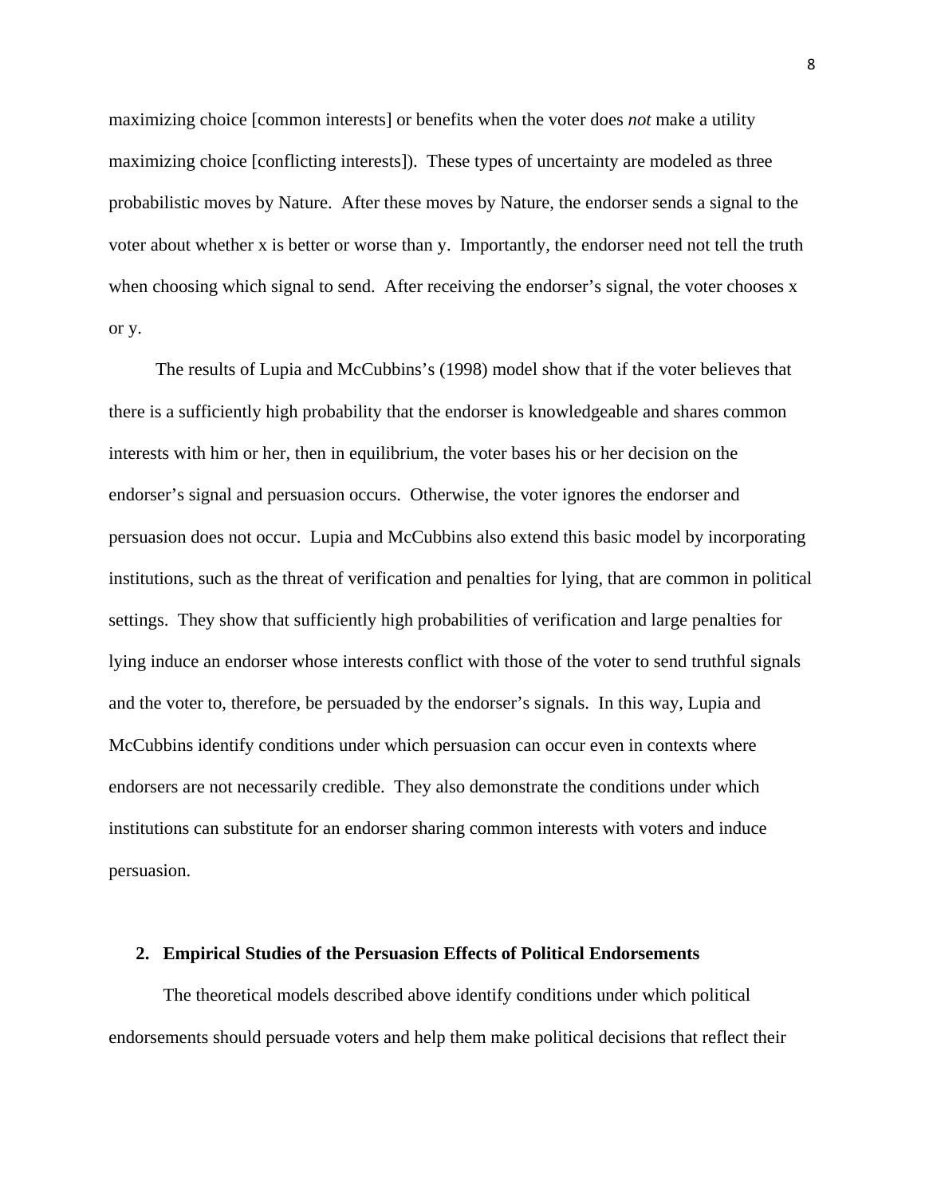maximizing choice [common interests] or benefits when the voter does *not* make a utility maximizing choice [conflicting interests]). These types of uncertainty are modeled as three probabilistic moves by Nature. After these moves by Nature, the endorser sends a signal to the voter about whether x is better or worse than y. Importantly, the endorser need not tell the truth when choosing which signal to send. After receiving the endorser's signal, the voter chooses x or y.

The results of Lupia and McCubbins's (1998) model show that if the voter believes that there is a sufficiently high probability that the endorser is knowledgeable and shares common interests with him or her, then in equilibrium, the voter bases his or her decision on the endorser's signal and persuasion occurs. Otherwise, the voter ignores the endorser and persuasion does not occur. Lupia and McCubbins also extend this basic model by incorporating institutions, such as the threat of verification and penalties for lying, that are common in political settings. They show that sufficiently high probabilities of verification and large penalties for lying induce an endorser whose interests conflict with those of the voter to send truthful signals and the voter to, therefore, be persuaded by the endorser's signals. In this way, Lupia and McCubbins identify conditions under which persuasion can occur even in contexts where endorsers are not necessarily credible. They also demonstrate the conditions under which institutions can substitute for an endorser sharing common interests with voters and induce persuasion.

## 2. Empirical Studies of the Persuasion Effects of Political Endorsements

The theoretical models described above identify conditions under which political endorsements should persuade voters and help them make political decisions that reflect their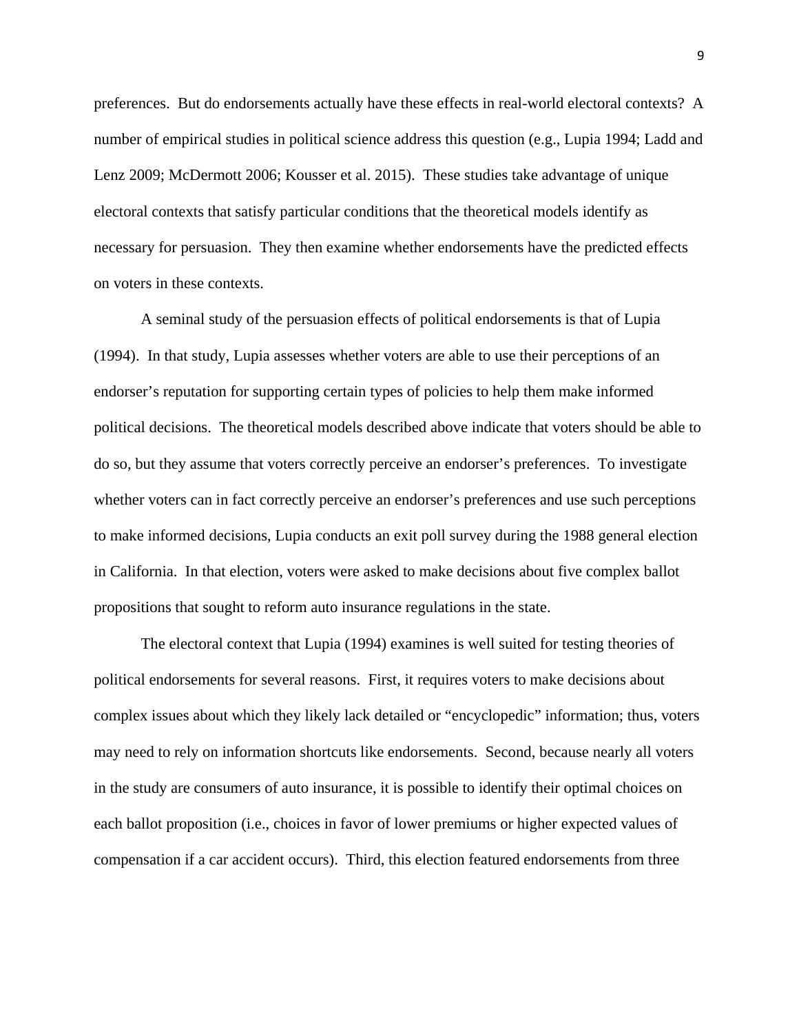preferences. But do endorsements actually have these effects in real-world electoral contexts? A number of empirical studies in political science address this question (e.g., Lupia 1994; Ladd and Lenz 2009; McDermott 2006; Kousser et al. 2015). These studies take advantage of unique electoral contexts that satisfy particular conditions that the theoretical models identify as necessary for persuasion. They then examine whether endorsements have the predicted effects on voters in these contexts.

A seminal study of the persuasion effects of political endorsements is that of Lupia (1994). In that study, Lupia assesses whether voters are able to use their perceptions of an endorser's reputation for supporting certain types of policies to help them make informed political decisions. The theoretical models described above indicate that voters should be able to do so, but they assume that voters correctly perceive an endorser's preferences. To investigate whether voters can in fact correctly perceive an endorser's preferences and use such perceptions to make informed decisions, Lupia conducts an exit poll survey during the 1988 general election in California. In that election, voters were asked to make decisions about five complex ballot propositions that sought to reform auto insurance regulations in the state.

The electoral context that Lupia (1994) examines is well suited for testing theories of political endorsements for several reasons. First, it requires voters to make decisions about complex issues about which they likely lack detailed or "encyclopedic" information; thus, voters may need to rely on information shortcuts like endorsements. Second, because nearly all voters in the study are consumers of auto insurance, it is possible to identify their optimal choices on each ballot proposition (i.e., choices in favor of lower premiums or higher expected values of compensation if a car accident occurs). Third, this election featured endorsements from three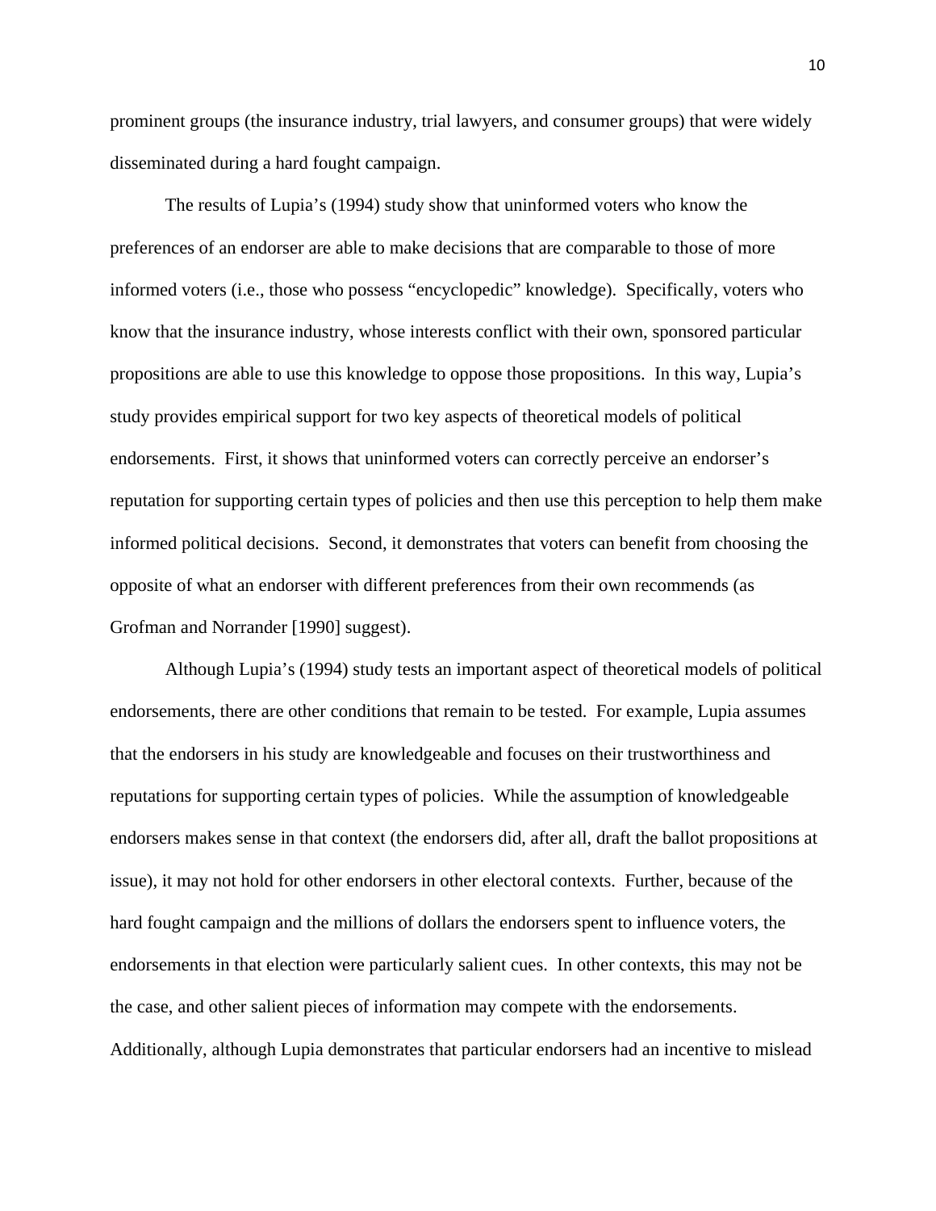prominent groups (the insurance industry, trial lawyers, and consumer groups) that were widely disseminated during a hard fought campaign.

The results of Lupia's (1994) study show that uninformed voters who know the preferences of an endorser are able to make decisions that are comparable to those of more informed voters (i.e., those who possess "encyclopedic" knowledge). Specifically, voters who know that the insurance industry, whose interests conflict with their own, sponsored particular propositions are able to use this knowledge to oppose those propositions. In this way, Lupia's study provides empirical support for two key aspects of theoretical models of political endorsements. First, it shows that uninformed voters can correctly perceive an endorser's reputation for supporting certain types of policies and then use this perception to help them make informed political decisions. Second, it demonstrates that voters can benefit from choosing the opposite of what an endorser with different preferences from their own recommends (as Grofman and Norrander [1990] suggest).

Although Lupia's (1994) study tests an important aspect of theoretical models of political endorsements, there are other conditions that remain to be tested. For example, Lupia assumes that the endorsers in his study are knowledgeable and focuses on their trustworthiness and reputations for supporting certain types of policies. While the assumption of knowledgeable endorsers makes sense in that context (the endorsers did, after all, draft the ballot propositions at issue), it may not hold for other endorsers in other electoral contexts. Further, because of the hard fought campaign and the millions of dollars the endorsers spent to influence voters, the endorsements in that election were particularly salient cues. In other contexts, this may not be the case, and other salient pieces of information may compete with the endorsements. Additionally, although Lupia demonstrates that particular endorsers had an incentive to mislead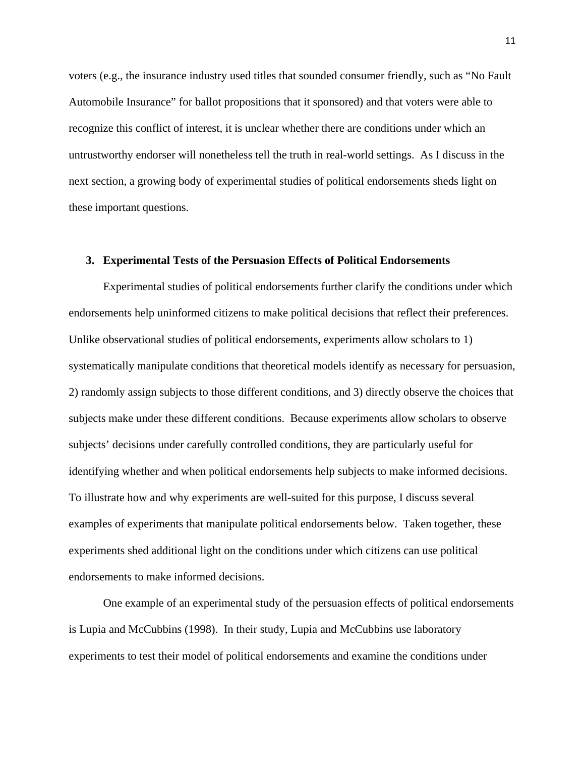voters (e.g., the insurance industry used titles that sounded consumer friendly, such as "No Fault Automobile Insurance" for ballot propositions that it sponsored) and that voters were able to recognize this conflict of interest, it is unclear whether there are conditions under which an untrustworthy endorser will nonetheless tell the truth in real-world settings. As I discuss in the next section, a growing body of experimental studies of political endorsements sheds light on these important questions.

## 3. Experimental Tests of the Persuasion Effects of Political Endorsements

Experimental studies of political endorsements further clarify the conditions under which endorsements help uninformed citizens to make political decisions that reflect their preferences. Unlike observational studies of political endorsements, experiments allow scholars to 1) systematically manipulate conditions that theoretical models identify as necessary for persuasion, 2) randomly assign subjects to those different conditions, and 3) directly observe the choices that subjects make under these different conditions. Because experiments allow scholars to observe subjects' decisions under carefully controlled conditions, they are particularly useful for identifying whether and when political endorsements help subjects to make informed decisions. To illustrate how and why experiments are well-suited for this purpose, I discuss several examples of experiments that manipulate political endorsements below. Taken together, these experiments shed additional light on the conditions under which citizens can use political endorsements to make informed decisions.

One example of an experimental study of the persuasion effects of political endorsements is Lupia and McCubbins (1998). In their study, Lupia and McCubbins use laboratory experiments to test their model of political endorsements and examine the conditions under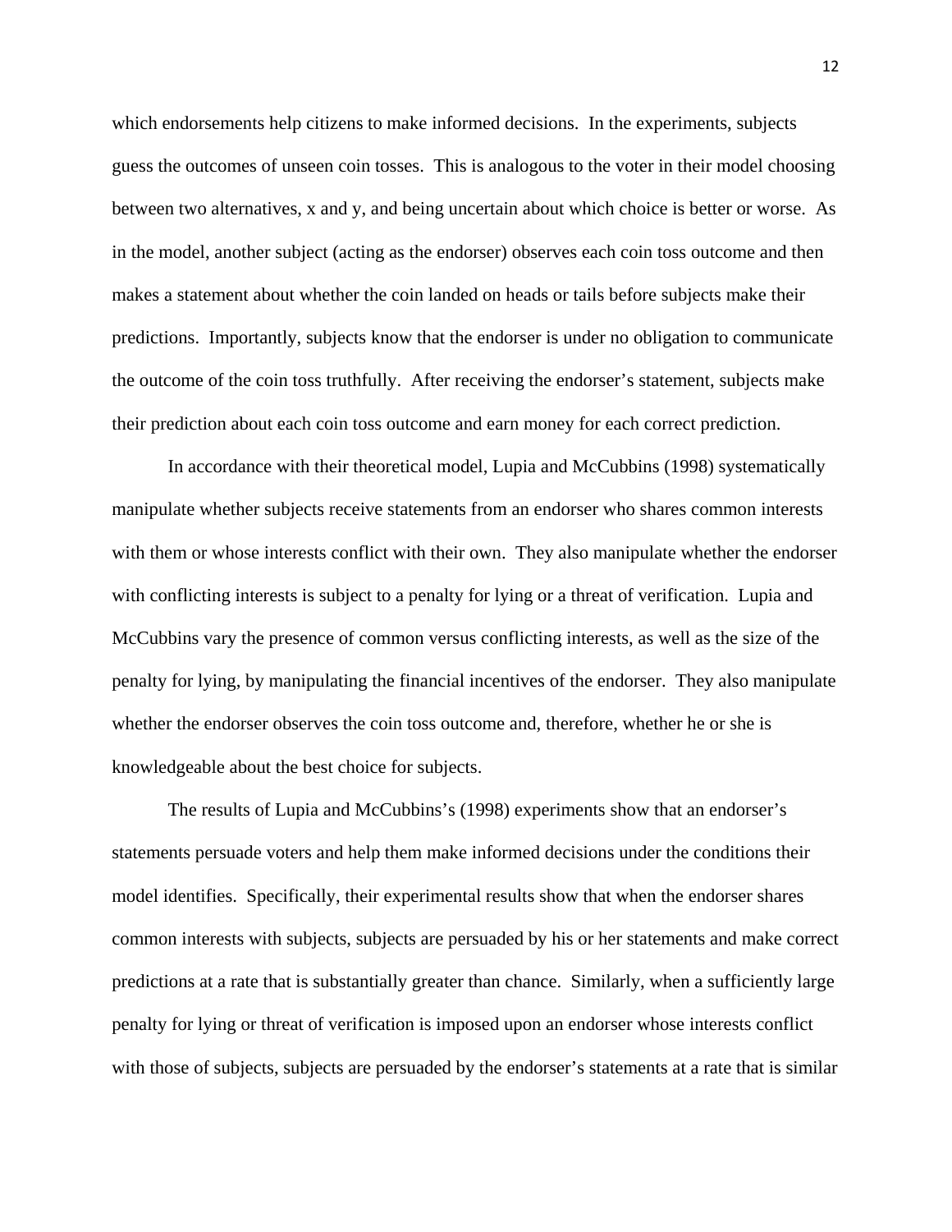which endorsements help citizens to make informed decisions. In the experiments, subjects guess the outcomes of unseen coin tosses. This is analogous to the voter in their model choosing between two alternatives, x and y, and being uncertain about which choice is better or worse. As in the model, another subject (acting as the endorser) observes each coin toss outcome and then makes a statement about whether the coin landed on heads or tails before subjects make their predictions. Importantly, subjects know that the endorser is under no obligation to communicate the outcome of the coin toss truthfully. After receiving the endorser's statement, subjects make their prediction about each coin toss outcome and earn money for each correct prediction.

In accordance with their theoretical model, Lupia and McCubbins (1998) systematically manipulate whether subjects receive statements from an endorser who shares common interests with them or whose interests conflict with their own. They also manipulate whether the endorser with conflicting interests is subject to a penalty for lying or a threat of verification. Lupia and McCubbins vary the presence of common versus conflicting interests, as well as the size of the penalty for lying, by manipulating the financial incentives of the endorser. They also manipulate whether the endorser observes the coin toss outcome and, therefore, whether he or she is knowledgeable about the best choice for subjects.

The results of Lupia and McCubbins's (1998) experiments show that an endorser's statements persuade voters and help them make informed decisions under the conditions their model identifies. Specifically, their experimental results show that when the endorser shares common interests with subjects, subjects are persuaded by his or her statements and make correct predictions at a rate that is substantially greater than chance. Similarly, when a sufficiently large penalty for lying or threat of verification is imposed upon an endorser whose interests conflict with those of subjects, subjects are persuaded by the endorser's statements at a rate that is similar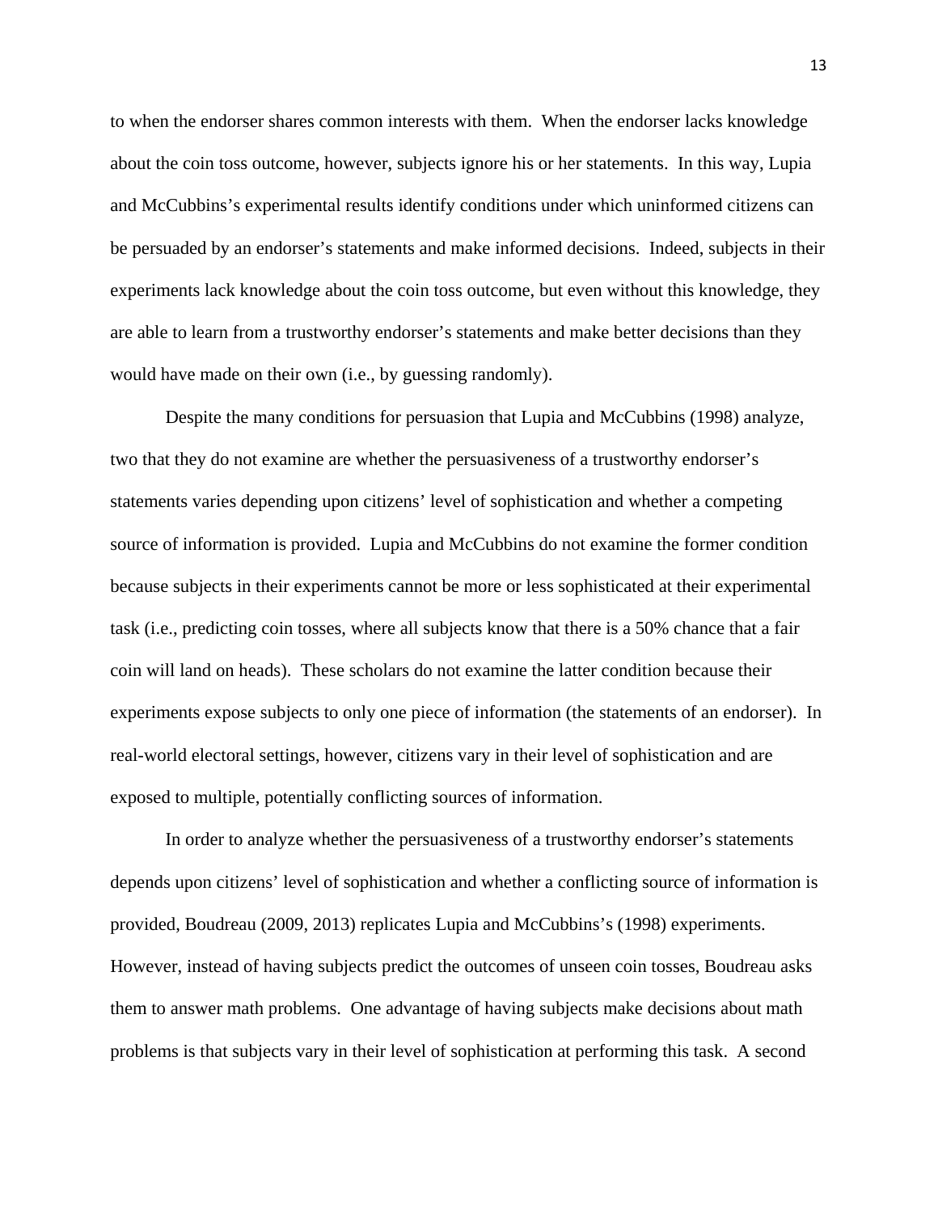to when the endorser shares common interests with them. When the endorser lacks knowledge about the coin toss outcome, however, subjects ignore his or her statements. In this way, Lupia and McCubbins's experimental results identify conditions under which uninformed citizens can be persuaded by an endorser's statements and make informed decisions. Indeed, subjects in their experiments lack knowledge about the coin toss outcome, but even without this knowledge, they are able to learn from a trustworthy endorser's statements and make better decisions than they would have made on their own (i.e., by guessing randomly).

Despite the many conditions for persuasion that Lupia and McCubbins (1998) analyze, two that they do not examine are whether the persuasiveness of a trustworthy endorser's statements varies depending upon citizens' level of sophistication and whether a competing source of information is provided. Lupia and McCubbins do not examine the former condition because subjects in their experiments cannot be more or less sophisticated at their experimental task (i.e., predicting coin tosses, where all subjects know that there is a 50% chance that a fair coin will land on heads). These scholars do not examine the latter condition because their experiments expose subjects to only one piece of information (the statements of an endorser). In real-world electoral settings, however, citizens vary in their level of sophistication and are exposed to multiple, potentially conflicting sources of information.

In order to analyze whether the persuasiveness of a trustworthy endorser's statements depends upon citizens' level of sophistication and whether a conflicting source of information is provided, Boudreau (2009, 2013) replicates Lupia and McCubbins's (1998) experiments. However, instead of having subjects predict the outcomes of unseen coin tosses, Boudreau asks them to answer math problems. One advantage of having subjects make decisions about math problems is that subjects vary in their level of sophistication at performing this task. A second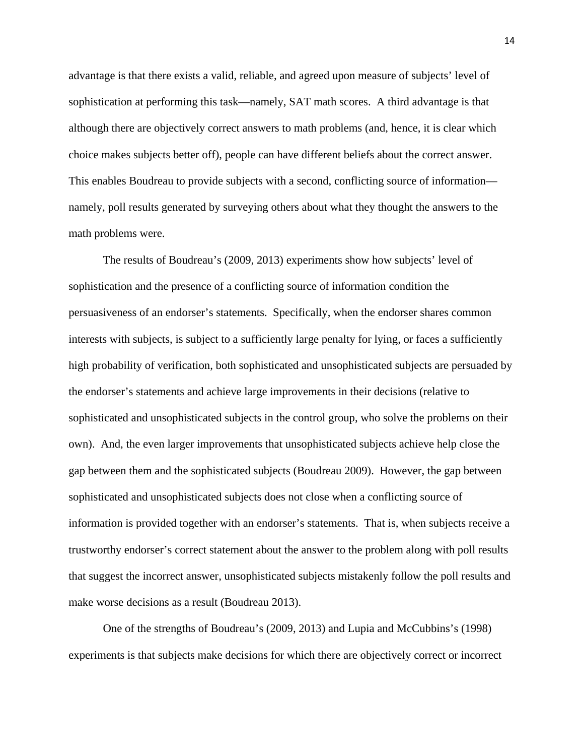advantage is that there exists a valid, reliable, and agreed upon measure of subjects' level of sophistication at performing this task—namely, SAT math scores. A third advantage is that although there are objectively correct answers to math problems (and, hence, it is clear which choice makes subjects better off), people can have different beliefs about the correct answer. This enables Boudreau to provide subjects with a second, conflicting source of information—namely, poll results generated by surveying others about what they thought the answers to the math problems were.

The results of Boudreau's (2009, 2013) experiments show how subjects' level of sophistication and the presence of a conflicting source of information condition the persuasiveness of an endorser's statements. Specifically, when the endorser shares common interests with subjects, is subject to a sufficiently large penalty for lying, or faces a sufficiently high probability of verification, both sophisticated and unsophisticated subjects are persuaded by the endorser's statements and achieve large improvements in their decisions (relative to sophisticated and unsophisticated subjects in the control group, who solve the problems on their own). And, the even larger improvements that unsophisticated subjects achieve help close the gap between them and the sophisticated subjects (Boudreau 2009). However, the gap between sophisticated and unsophisticated subjects does not close when a conflicting source of information is provided together with an endorser's statements. That is, when subjects receive a trustworthy endorser's correct statement about the answer to the problem along with poll results that suggest the incorrect answer, unsophisticated subjects mistakenly follow the poll results and make worse decisions as a result (Boudreau 2013).

One of the strengths of Boudreau's (2009, 2013) and Lupia and McCubbins's (1998) experiments is that subjects make decisions for which there are objectively correct or incorrect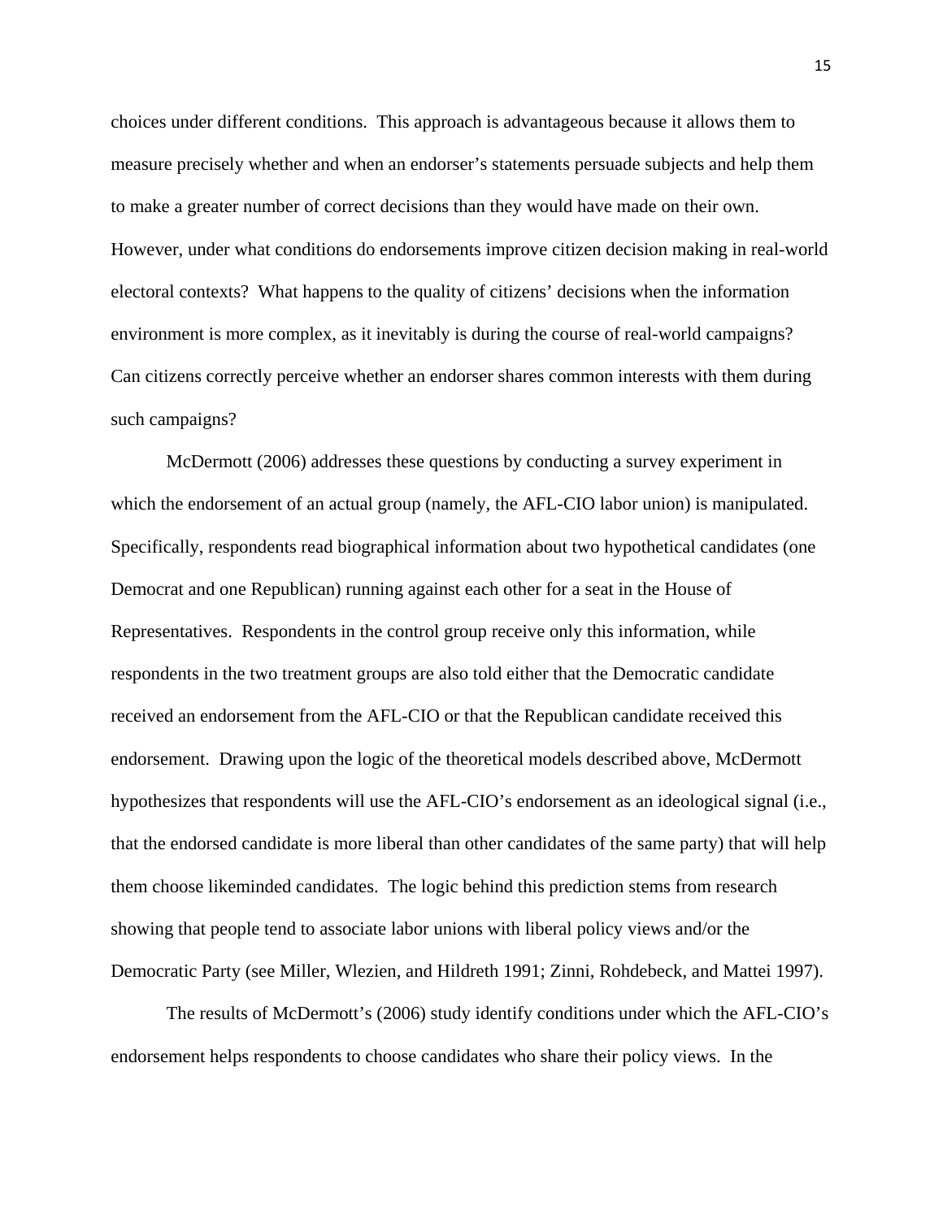choices under different conditions. This approach is advantageous because it allows them to measure precisely whether and when an endorser's statements persuade subjects and help them to make a greater number of correct decisions than they would have made on their own. However, under what conditions do endorsements improve citizen decision making in real-world electoral contexts? What happens to the quality of citizens' decisions when the information environment is more complex, as it inevitably is during the course of real-world campaigns? Can citizens correctly perceive whether an endorser shares common interests with them during such campaigns?

McDermott (2006) addresses these questions by conducting a survey experiment in which the endorsement of an actual group (namely, the AFL-CIO labor union) is manipulated. Specifically, respondents read biographical information about two hypothetical candidates (one Democrat and one Republican) running against each other for a seat in the House of Representatives. Respondents in the control group receive only this information, while respondents in the two treatment groups are also told either that the Democratic candidate received an endorsement from the AFL-CIO or that the Republican candidate received this endorsement. Drawing upon the logic of the theoretical models described above, McDermott hypothesizes that respondents will use the AFL-CIO's endorsement as an ideological signal (i.e., that the endorsed candidate is more liberal than other candidates of the same party) that will help them choose likeminded candidates. The logic behind this prediction stems from research showing that people tend to associate labor unions with liberal policy views and/or the Democratic Party (see Miller, Wlezien, and Hildreth 1991; Zinni, Rohdebeck, and Mattei 1997).

The results of McDermott's (2006) study identify conditions under which the AFL-CIO's endorsement helps respondents to choose candidates who share their policy views. In the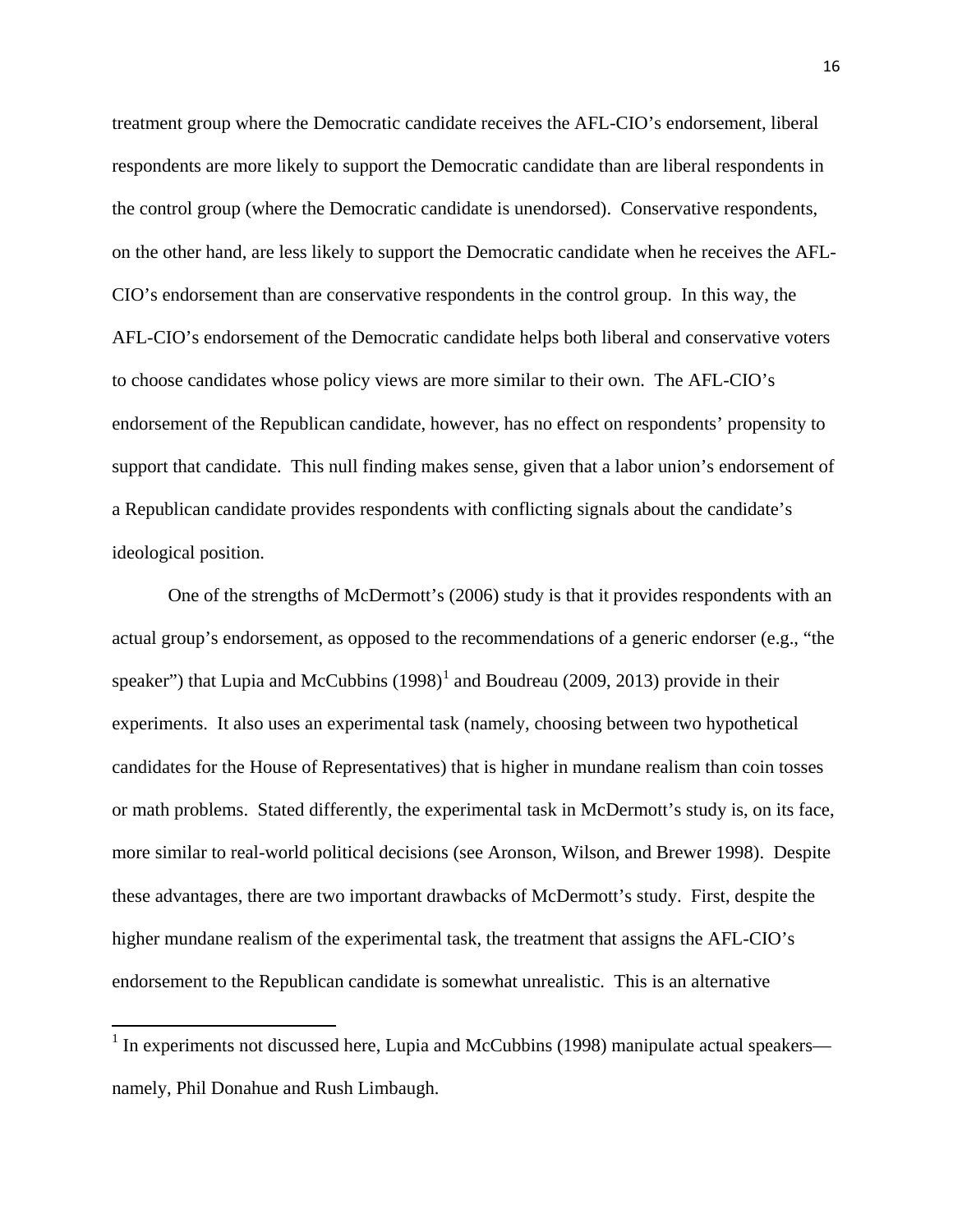treatment group where the Democratic candidate receives the AFL-CIO's endorsement, liberal respondents are more likely to support the Democratic candidate than are liberal respondents in the control group (where the Democratic candidate is unendorsed). Conservative respondents, on the other hand, are less likely to support the Democratic candidate when he receives the AFL-CIO's endorsement than are conservative respondents in the control group. In this way, the AFL-CIO's endorsement of the Democratic candidate helps both liberal and conservative voters to choose candidates whose policy views are more similar to their own. The AFL-CIO's endorsement of the Republican candidate, however, has no effect on respondents' propensity to support that candidate. This null finding makes sense, given that a labor union's endorsement of a Republican candidate provides respondents with conflicting signals about the candidate's ideological position.

One of the strengths of McDermott's (2006) study is that it provides respondents with an actual group's endorsement, as opposed to the recommendations of a generic endorser (e.g., "the speaker") that Lupia and McCubbins (1998)[1] and Boudreau (2009, 2013) provide in their experiments. It also uses an experimental task (namely, choosing between two hypothetical candidates for the House of Representatives) that is higher in mundane realism than coin tosses or math problems. Stated differently, the experimental task in McDermott's study is, on its face, more similar to real-world political decisions (see Aronson, Wilson, and Brewer 1998). Despite these advantages, there are two important drawbacks of McDermott's study. First, despite the higher mundane realism of the experimental task, the treatment that assigns the AFL-CIO's endorsement to the Republican candidate is somewhat unrealistic. This is an alternative

[1] In experiments not discussed here, Lupia and McCubbins (1998) manipulate actual speakers—namely, Phil Donahue and Rush Limbaugh.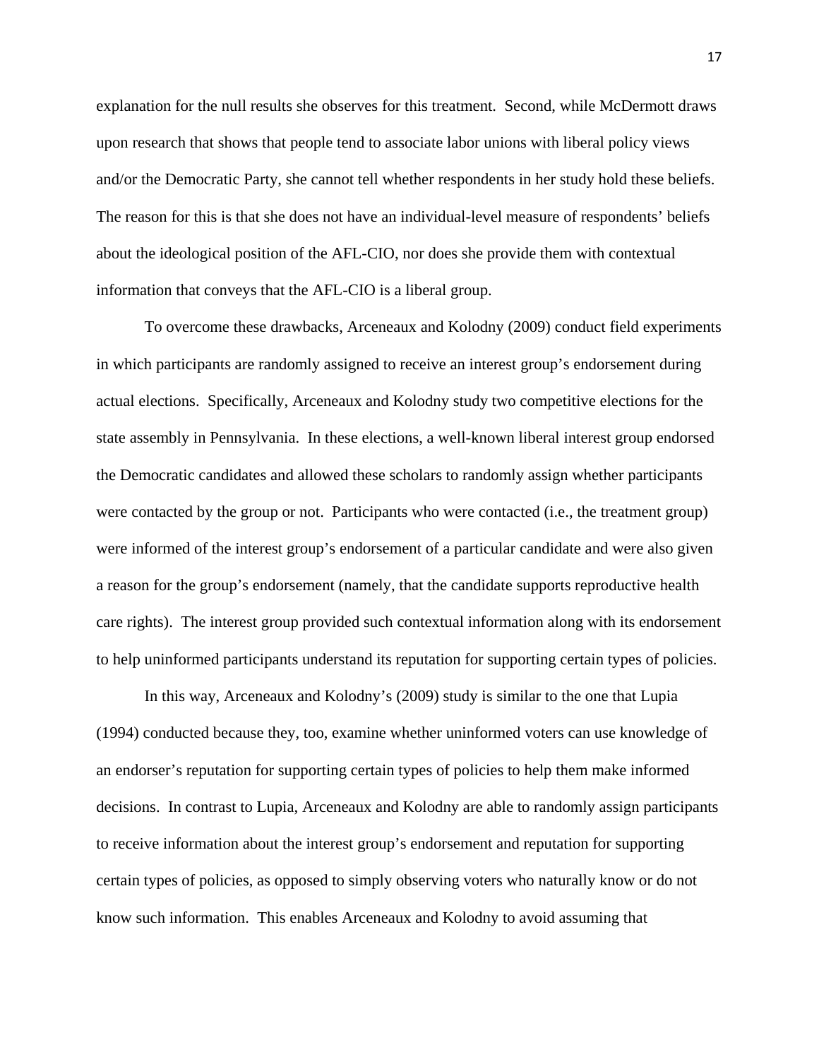explanation for the null results she observes for this treatment. Second, while McDermott draws upon research that shows that people tend to associate labor unions with liberal policy views and/or the Democratic Party, she cannot tell whether respondents in her study hold these beliefs. The reason for this is that she does not have an individual-level measure of respondents' beliefs about the ideological position of the AFL-CIO, nor does she provide them with contextual information that conveys that the AFL-CIO is a liberal group.

To overcome these drawbacks, Arceneaux and Kolodny (2009) conduct field experiments in which participants are randomly assigned to receive an interest group's endorsement during actual elections. Specifically, Arceneaux and Kolodny study two competitive elections for the state assembly in Pennsylvania. In these elections, a well-known liberal interest group endorsed the Democratic candidates and allowed these scholars to randomly assign whether participants were contacted by the group or not. Participants who were contacted (i.e., the treatment group) were informed of the interest group's endorsement of a particular candidate and were also given a reason for the group's endorsement (namely, that the candidate supports reproductive health care rights). The interest group provided such contextual information along with its endorsement to help uninformed participants understand its reputation for supporting certain types of policies.

In this way, Arceneaux and Kolodny's (2009) study is similar to the one that Lupia (1994) conducted because they, too, examine whether uninformed voters can use knowledge of an endorser's reputation for supporting certain types of policies to help them make informed decisions. In contrast to Lupia, Arceneaux and Kolodny are able to randomly assign participants to receive information about the interest group's endorsement and reputation for supporting certain types of policies, as opposed to simply observing voters who naturally know or do not know such information. This enables Arceneaux and Kolodny to avoid assuming that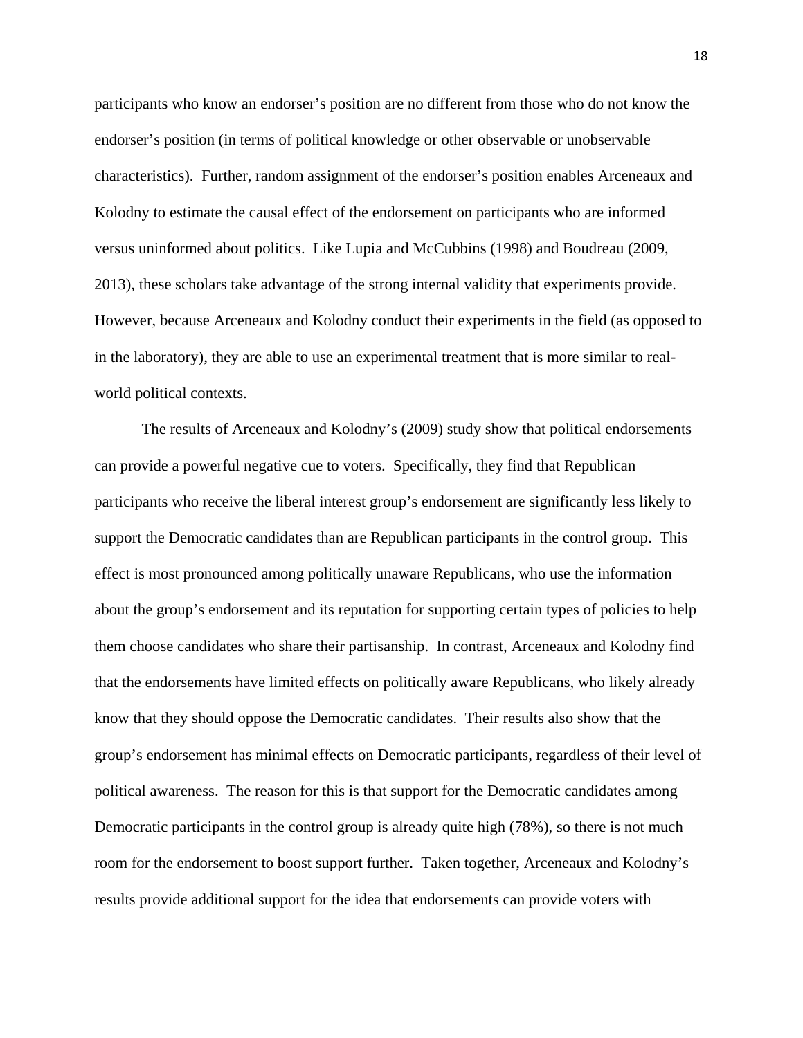participants who know an endorser's position are no different from those who do not know the endorser's position (in terms of political knowledge or other observable or unobservable characteristics). Further, random assignment of the endorser's position enables Arceneaux and Kolodny to estimate the causal effect of the endorsement on participants who are informed versus uninformed about politics. Like Lupia and McCubbins (1998) and Boudreau (2009, 2013), these scholars take advantage of the strong internal validity that experiments provide. However, because Arceneaux and Kolodny conduct their experiments in the field (as opposed to in the laboratory), they are able to use an experimental treatment that is more similar to real-world political contexts.

The results of Arceneaux and Kolodny's (2009) study show that political endorsements can provide a powerful negative cue to voters. Specifically, they find that Republican participants who receive the liberal interest group's endorsement are significantly less likely to support the Democratic candidates than are Republican participants in the control group. This effect is most pronounced among politically unaware Republicans, who use the information about the group's endorsement and its reputation for supporting certain types of policies to help them choose candidates who share their partisanship. In contrast, Arceneaux and Kolodny find that the endorsements have limited effects on politically aware Republicans, who likely already know that they should oppose the Democratic candidates. Their results also show that the group's endorsement has minimal effects on Democratic participants, regardless of their level of political awareness. The reason for this is that support for the Democratic candidates among Democratic participants in the control group is already quite high (78%), so there is not much room for the endorsement to boost support further. Taken together, Arceneaux and Kolodny's results provide additional support for the idea that endorsements can provide voters with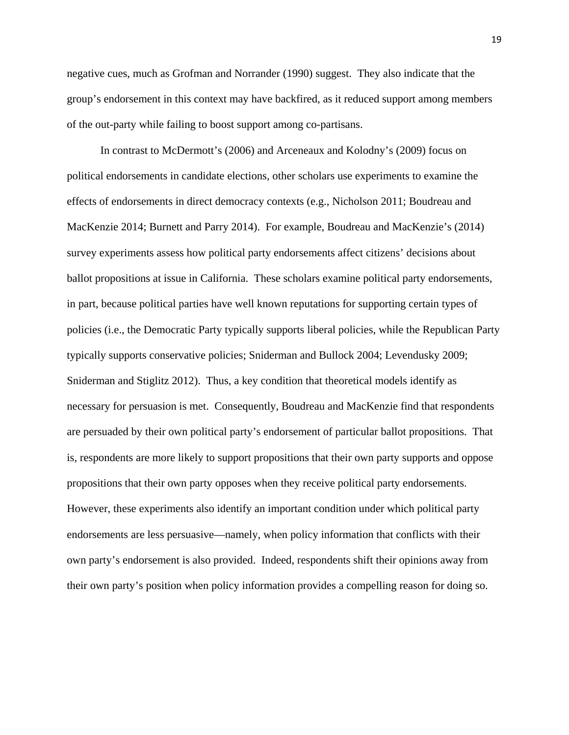negative cues, much as Grofman and Norrander (1990) suggest. They also indicate that the group's endorsement in this context may have backfired, as it reduced support among members of the out-party while failing to boost support among co-partisans.

In contrast to McDermott's (2006) and Arceneaux and Kolodny's (2009) focus on political endorsements in candidate elections, other scholars use experiments to examine the effects of endorsements in direct democracy contexts (e.g., Nicholson 2011; Boudreau and MacKenzie 2014; Burnett and Parry 2014). For example, Boudreau and MacKenzie's (2014) survey experiments assess how political party endorsements affect citizens' decisions about ballot propositions at issue in California. These scholars examine political party endorsements, in part, because political parties have well known reputations for supporting certain types of policies (i.e., the Democratic Party typically supports liberal policies, while the Republican Party typically supports conservative policies; Sniderman and Bullock 2004; Levendusky 2009; Sniderman and Stiglitz 2012). Thus, a key condition that theoretical models identify as necessary for persuasion is met. Consequently, Boudreau and MacKenzie find that respondents are persuaded by their own political party's endorsement of particular ballot propositions. That is, respondents are more likely to support propositions that their own party supports and oppose propositions that their own party opposes when they receive political party endorsements. However, these experiments also identify an important condition under which political party endorsements are less persuasive—namely, when policy information that conflicts with their own party's endorsement is also provided. Indeed, respondents shift their opinions away from their own party's position when policy information provides a compelling reason for doing so.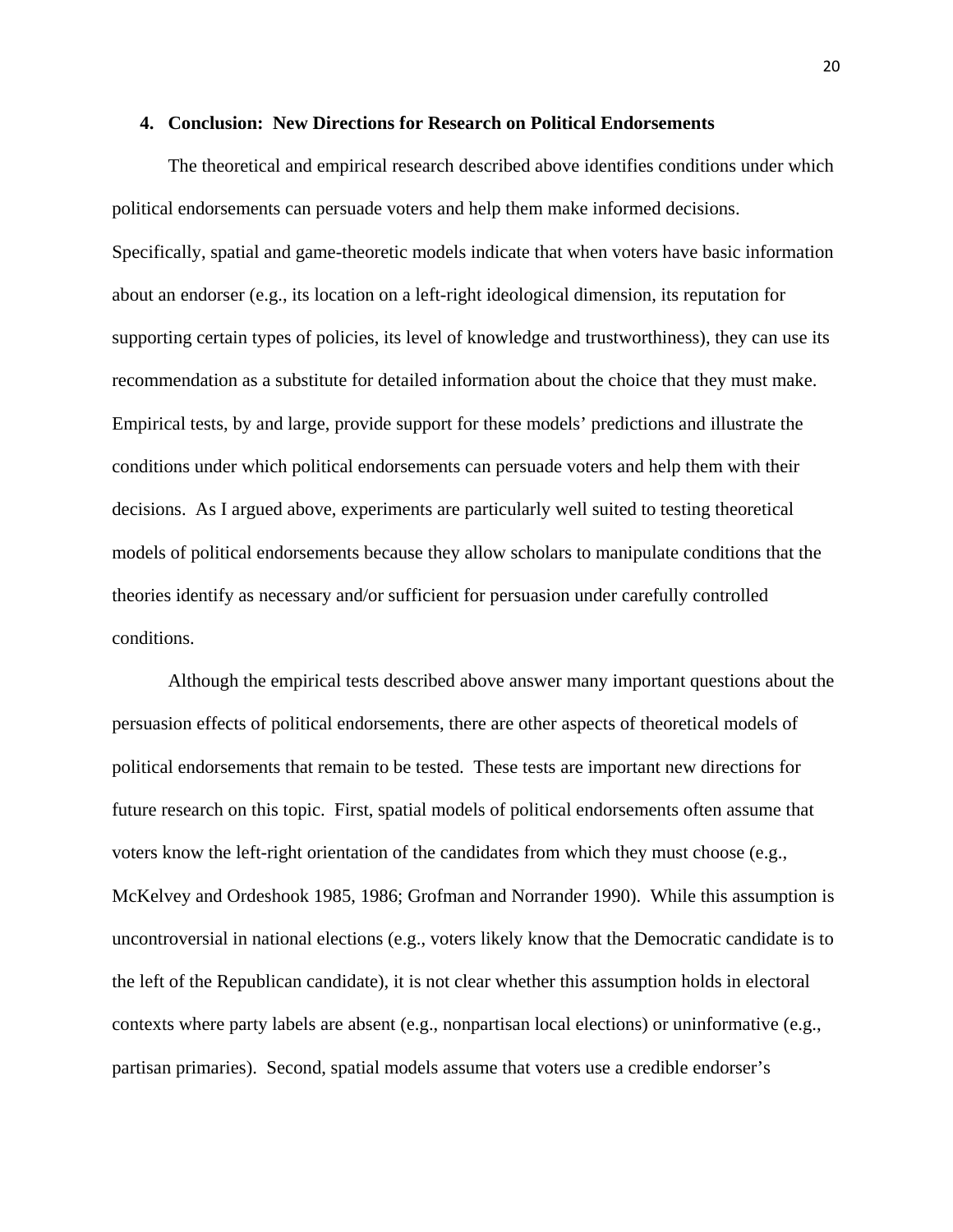## 4. Conclusion: New Directions for Research on Political Endorsements

The theoretical and empirical research described above identifies conditions under which political endorsements can persuade voters and help them make informed decisions. Specifically, spatial and game-theoretic models indicate that when voters have basic information about an endorser (e.g., its location on a left-right ideological dimension, its reputation for supporting certain types of policies, its level of knowledge and trustworthiness), they can use its recommendation as a substitute for detailed information about the choice that they must make. Empirical tests, by and large, provide support for these models' predictions and illustrate the conditions under which political endorsements can persuade voters and help them with their decisions. As I argued above, experiments are particularly well suited to testing theoretical models of political endorsements because they allow scholars to manipulate conditions that the theories identify as necessary and/or sufficient for persuasion under carefully controlled conditions.

Although the empirical tests described above answer many important questions about the persuasion effects of political endorsements, there are other aspects of theoretical models of political endorsements that remain to be tested. These tests are important new directions for future research on this topic. First, spatial models of political endorsements often assume that voters know the left-right orientation of the candidates from which they must choose (e.g., McKelvey and Ordeshook 1985, 1986; Grofman and Norrander 1990). While this assumption is uncontroversial in national elections (e.g., voters likely know that the Democratic candidate is to the left of the Republican candidate), it is not clear whether this assumption holds in electoral contexts where party labels are absent (e.g., nonpartisan local elections) or uninformative (e.g., partisan primaries). Second, spatial models assume that voters use a credible endorser's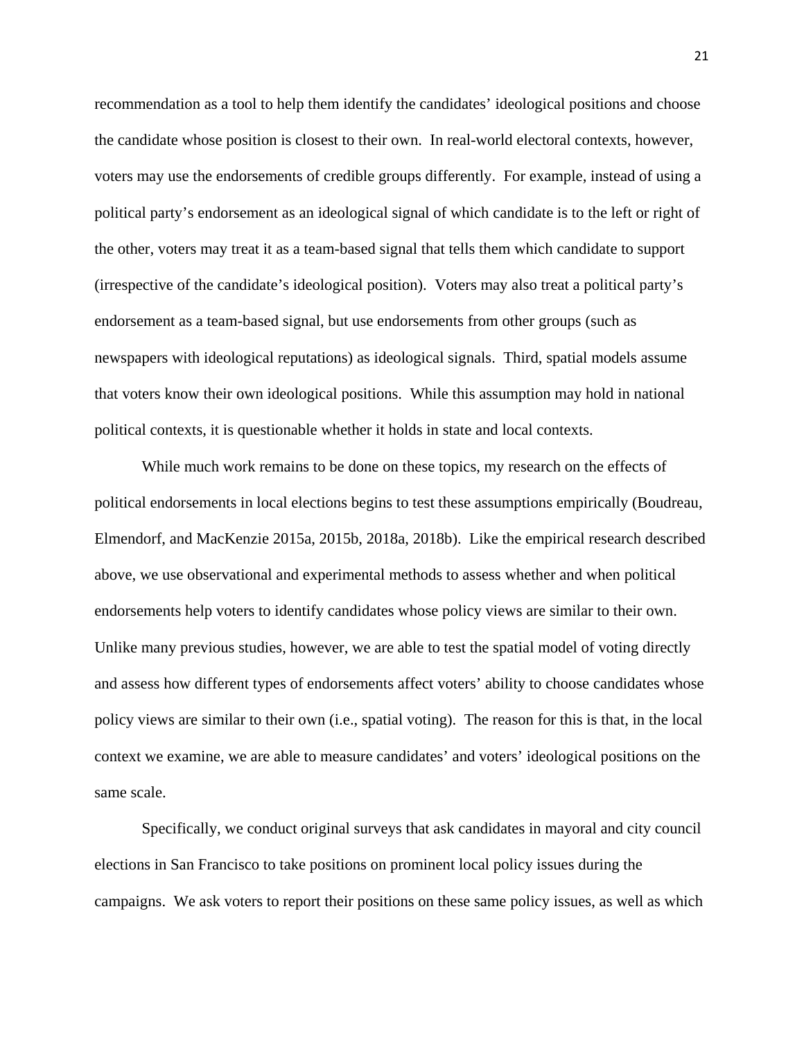recommendation as a tool to help them identify the candidates' ideological positions and choose the candidate whose position is closest to their own. In real-world electoral contexts, however, voters may use the endorsements of credible groups differently. For example, instead of using a political party's endorsement as an ideological signal of which candidate is to the left or right of the other, voters may treat it as a team-based signal that tells them which candidate to support (irrespective of the candidate's ideological position). Voters may also treat a political party's endorsement as a team-based signal, but use endorsements from other groups (such as newspapers with ideological reputations) as ideological signals. Third, spatial models assume that voters know their own ideological positions. While this assumption may hold in national political contexts, it is questionable whether it holds in state and local contexts.

While much work remains to be done on these topics, my research on the effects of political endorsements in local elections begins to test these assumptions empirically (Boudreau, Elmendorf, and MacKenzie 2015a, 2015b, 2018a, 2018b). Like the empirical research described above, we use observational and experimental methods to assess whether and when political endorsements help voters to identify candidates whose policy views are similar to their own. Unlike many previous studies, however, we are able to test the spatial model of voting directly and assess how different types of endorsements affect voters' ability to choose candidates whose policy views are similar to their own (i.e., spatial voting). The reason for this is that, in the local context we examine, we are able to measure candidates' and voters' ideological positions on the same scale.

Specifically, we conduct original surveys that ask candidates in mayoral and city council elections in San Francisco to take positions on prominent local policy issues during the campaigns. We ask voters to report their positions on these same policy issues, as well as which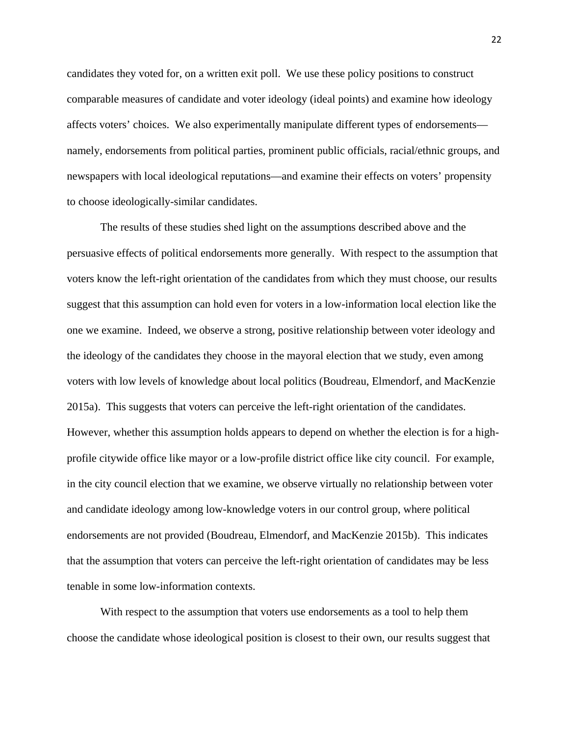candidates they voted for, on a written exit poll. We use these policy positions to construct comparable measures of candidate and voter ideology (ideal points) and examine how ideology affects voters' choices. We also experimentally manipulate different types of endorsements—namely, endorsements from political parties, prominent public officials, racial/ethnic groups, and newspapers with local ideological reputations—and examine their effects on voters' propensity to choose ideologically-similar candidates.

The results of these studies shed light on the assumptions described above and the persuasive effects of political endorsements more generally. With respect to the assumption that voters know the left-right orientation of the candidates from which they must choose, our results suggest that this assumption can hold even for voters in a low-information local election like the one we examine. Indeed, we observe a strong, positive relationship between voter ideology and the ideology of the candidates they choose in the mayoral election that we study, even among voters with low levels of knowledge about local politics (Boudreau, Elmendorf, and MacKenzie 2015a). This suggests that voters can perceive the left-right orientation of the candidates. However, whether this assumption holds appears to depend on whether the election is for a high-profile citywide office like mayor or a low-profile district office like city council. For example, in the city council election that we examine, we observe virtually no relationship between voter and candidate ideology among low-knowledge voters in our control group, where political endorsements are not provided (Boudreau, Elmendorf, and MacKenzie 2015b). This indicates that the assumption that voters can perceive the left-right orientation of candidates may be less tenable in some low-information contexts.

With respect to the assumption that voters use endorsements as a tool to help them choose the candidate whose ideological position is closest to their own, our results suggest that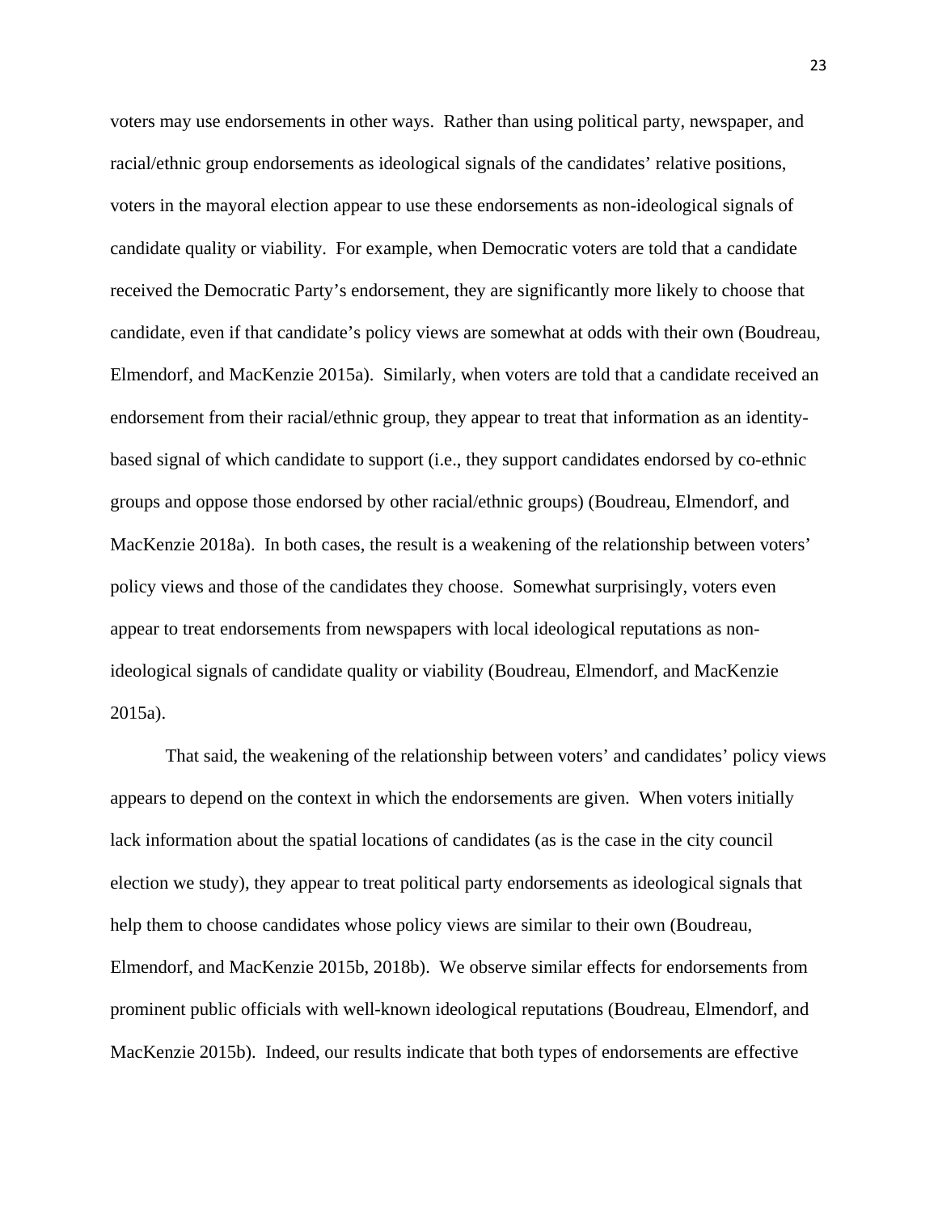voters may use endorsements in other ways. Rather than using political party, newspaper, and racial/ethnic group endorsements as ideological signals of the candidates' relative positions, voters in the mayoral election appear to use these endorsements as non-ideological signals of candidate quality or viability. For example, when Democratic voters are told that a candidate received the Democratic Party's endorsement, they are significantly more likely to choose that candidate, even if that candidate's policy views are somewhat at odds with their own (Boudreau, Elmendorf, and MacKenzie 2015a). Similarly, when voters are told that a candidate received an endorsement from their racial/ethnic group, they appear to treat that information as an identity-based signal of which candidate to support (i.e., they support candidates endorsed by co-ethnic groups and oppose those endorsed by other racial/ethnic groups) (Boudreau, Elmendorf, and MacKenzie 2018a). In both cases, the result is a weakening of the relationship between voters' policy views and those of the candidates they choose. Somewhat surprisingly, voters even appear to treat endorsements from newspapers with local ideological reputations as non-ideological signals of candidate quality or viability (Boudreau, Elmendorf, and MacKenzie 2015a).

That said, the weakening of the relationship between voters' and candidates' policy views appears to depend on the context in which the endorsements are given. When voters initially lack information about the spatial locations of candidates (as is the case in the city council election we study), they appear to treat political party endorsements as ideological signals that help them to choose candidates whose policy views are similar to their own (Boudreau, Elmendorf, and MacKenzie 2015b, 2018b). We observe similar effects for endorsements from prominent public officials with well-known ideological reputations (Boudreau, Elmendorf, and MacKenzie 2015b). Indeed, our results indicate that both types of endorsements are effective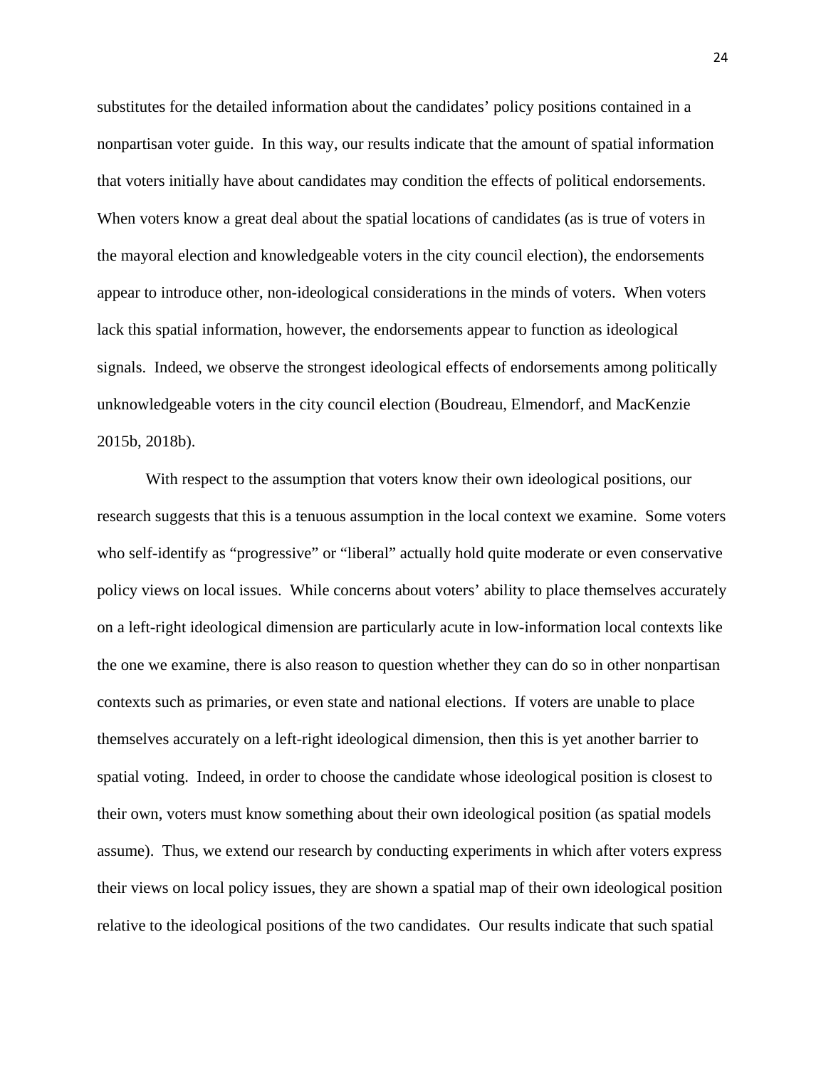substitutes for the detailed information about the candidates' policy positions contained in a nonpartisan voter guide. In this way, our results indicate that the amount of spatial information that voters initially have about candidates may condition the effects of political endorsements. When voters know a great deal about the spatial locations of candidates (as is true of voters in the mayoral election and knowledgeable voters in the city council election), the endorsements appear to introduce other, non-ideological considerations in the minds of voters. When voters lack this spatial information, however, the endorsements appear to function as ideological signals. Indeed, we observe the strongest ideological effects of endorsements among politically unknowledgeable voters in the city council election (Boudreau, Elmendorf, and MacKenzie 2015b, 2018b).

With respect to the assumption that voters know their own ideological positions, our research suggests that this is a tenuous assumption in the local context we examine. Some voters who self-identify as "progressive" or "liberal" actually hold quite moderate or even conservative policy views on local issues. While concerns about voters' ability to place themselves accurately on a left-right ideological dimension are particularly acute in low-information local contexts like the one we examine, there is also reason to question whether they can do so in other nonpartisan contexts such as primaries, or even state and national elections. If voters are unable to place themselves accurately on a left-right ideological dimension, then this is yet another barrier to spatial voting. Indeed, in order to choose the candidate whose ideological position is closest to their own, voters must know something about their own ideological position (as spatial models assume). Thus, we extend our research by conducting experiments in which after voters express their views on local policy issues, they are shown a spatial map of their own ideological position relative to the ideological positions of the two candidates. Our results indicate that such spatial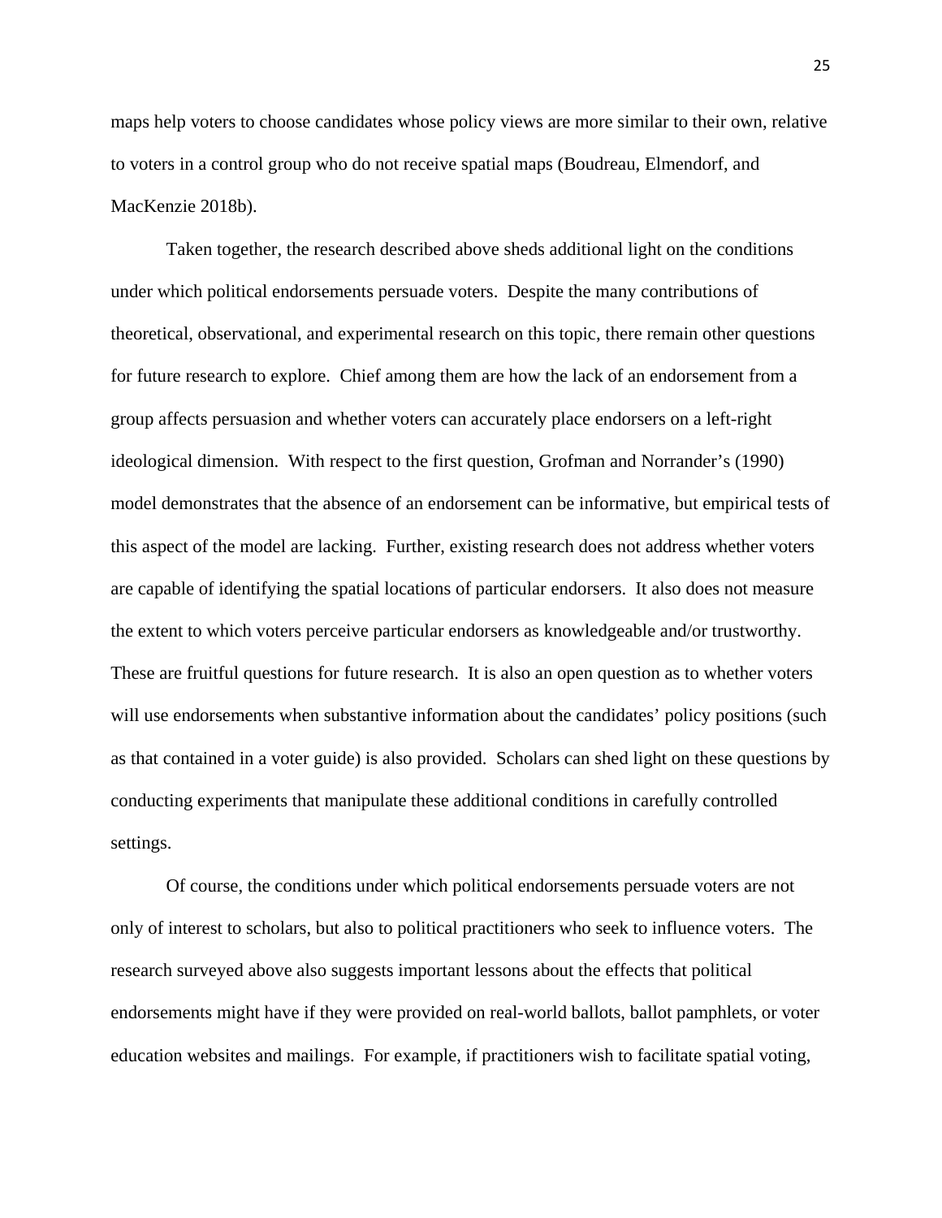maps help voters to choose candidates whose policy views are more similar to their own, relative to voters in a control group who do not receive spatial maps (Boudreau, Elmendorf, and MacKenzie 2018b).

Taken together, the research described above sheds additional light on the conditions under which political endorsements persuade voters. Despite the many contributions of theoretical, observational, and experimental research on this topic, there remain other questions for future research to explore. Chief among them are how the lack of an endorsement from a group affects persuasion and whether voters can accurately place endorsers on a left-right ideological dimension. With respect to the first question, Grofman and Norrander's (1990) model demonstrates that the absence of an endorsement can be informative, but empirical tests of this aspect of the model are lacking. Further, existing research does not address whether voters are capable of identifying the spatial locations of particular endorsers. It also does not measure the extent to which voters perceive particular endorsers as knowledgeable and/or trustworthy. These are fruitful questions for future research. It is also an open question as to whether voters will use endorsements when substantive information about the candidates' policy positions (such as that contained in a voter guide) is also provided. Scholars can shed light on these questions by conducting experiments that manipulate these additional conditions in carefully controlled settings.

Of course, the conditions under which political endorsements persuade voters are not only of interest to scholars, but also to political practitioners who seek to influence voters. The research surveyed above also suggests important lessons about the effects that political endorsements might have if they were provided on real-world ballots, ballot pamphlets, or voter education websites and mailings. For example, if practitioners wish to facilitate spatial voting,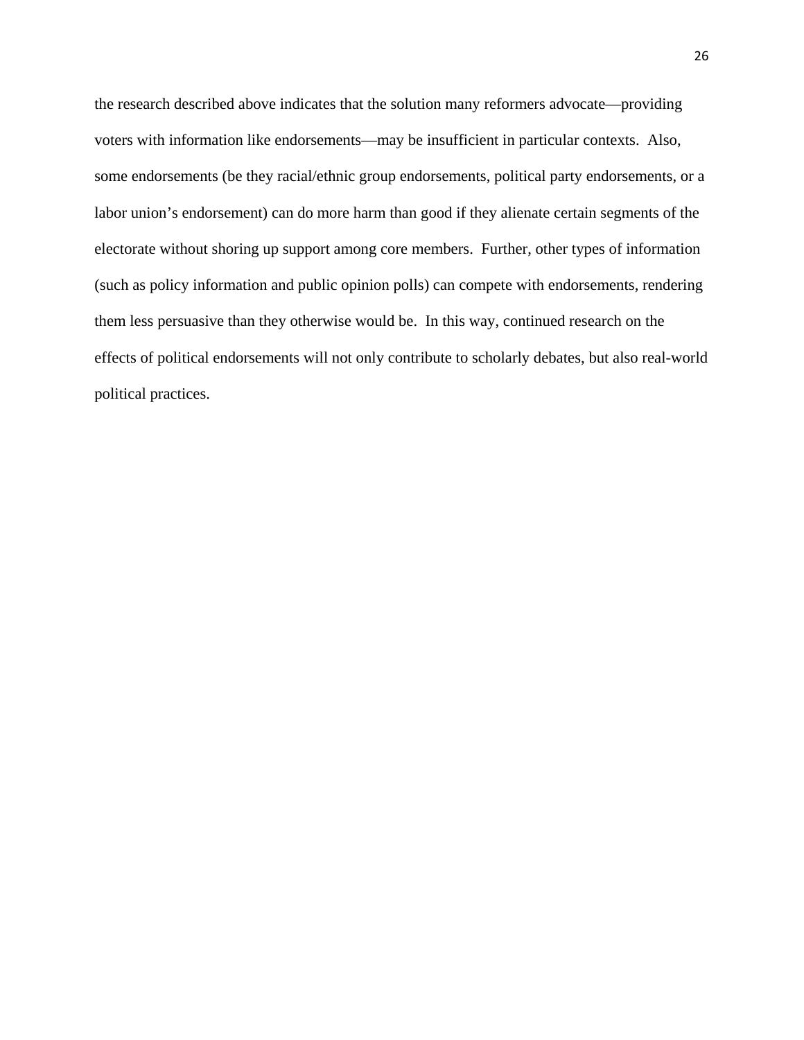the research described above indicates that the solution many reformers advocate—providing voters with information like endorsements—may be insufficient in particular contexts. Also, some endorsements (be they racial/ethnic group endorsements, political party endorsements, or a labor union's endorsement) can do more harm than good if they alienate certain segments of the electorate without shoring up support among core members. Further, other types of information (such as policy information and public opinion polls) can compete with endorsements, rendering them less persuasive than they otherwise would be. In this way, continued research on the effects of political endorsements will not only contribute to scholarly debates, but also real-world political practices.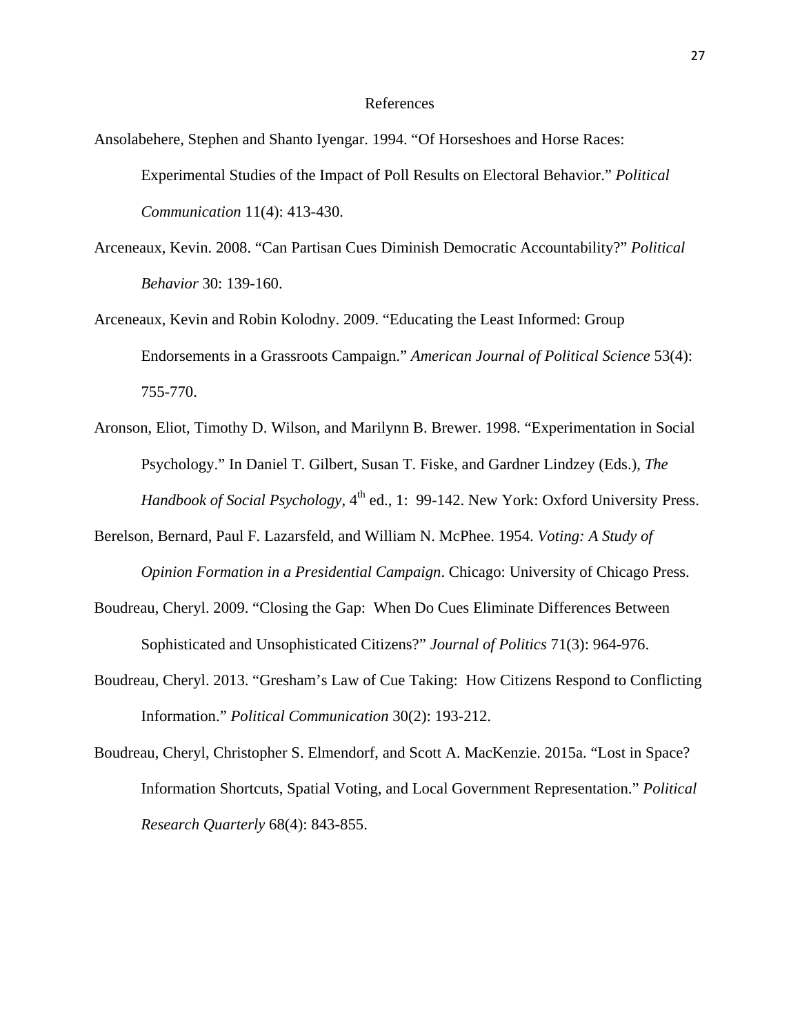# References

Ansolabehere, Stephen and Shanto Iyengar. 1994. "Of Horseshoes and Horse Races: Experimental Studies of the Impact of Poll Results on Electoral Behavior." *Political Communication* 11(4): 413-430.

Arceneaux, Kevin. 2008. "Can Partisan Cues Diminish Democratic Accountability?" *Political Behavior* 30: 139-160.

Arceneaux, Kevin and Robin Kolodny. 2009. "Educating the Least Informed: Group Endorsements in a Grassroots Campaign." *American Journal of Political Science* 53(4): 755-770.

Aronson, Eliot, Timothy D. Wilson, and Marilynn B. Brewer. 1998. "Experimentation in Social Psychology." In Daniel T. Gilbert, Susan T. Fiske, and Gardner Lindzey (Eds.), *The Handbook of Social Psychology*, 4th ed., 1: 99-142. New York: Oxford University Press.

Berelson, Bernard, Paul F. Lazarsfeld, and William N. McPhee. 1954. *Voting: A Study of Opinion Formation in a Presidential Campaign*. Chicago: University of Chicago Press.

Boudreau, Cheryl. 2009. "Closing the Gap: When Do Cues Eliminate Differences Between Sophisticated and Unsophisticated Citizens?" *Journal of Politics* 71(3): 964-976.

Boudreau, Cheryl. 2013. "Gresham's Law of Cue Taking: How Citizens Respond to Conflicting Information." *Political Communication* 30(2): 193-212.

Boudreau, Cheryl, Christopher S. Elmendorf, and Scott A. MacKenzie. 2015a. "Lost in Space? Information Shortcuts, Spatial Voting, and Local Government Representation." *Political Research Quarterly* 68(4): 843-855.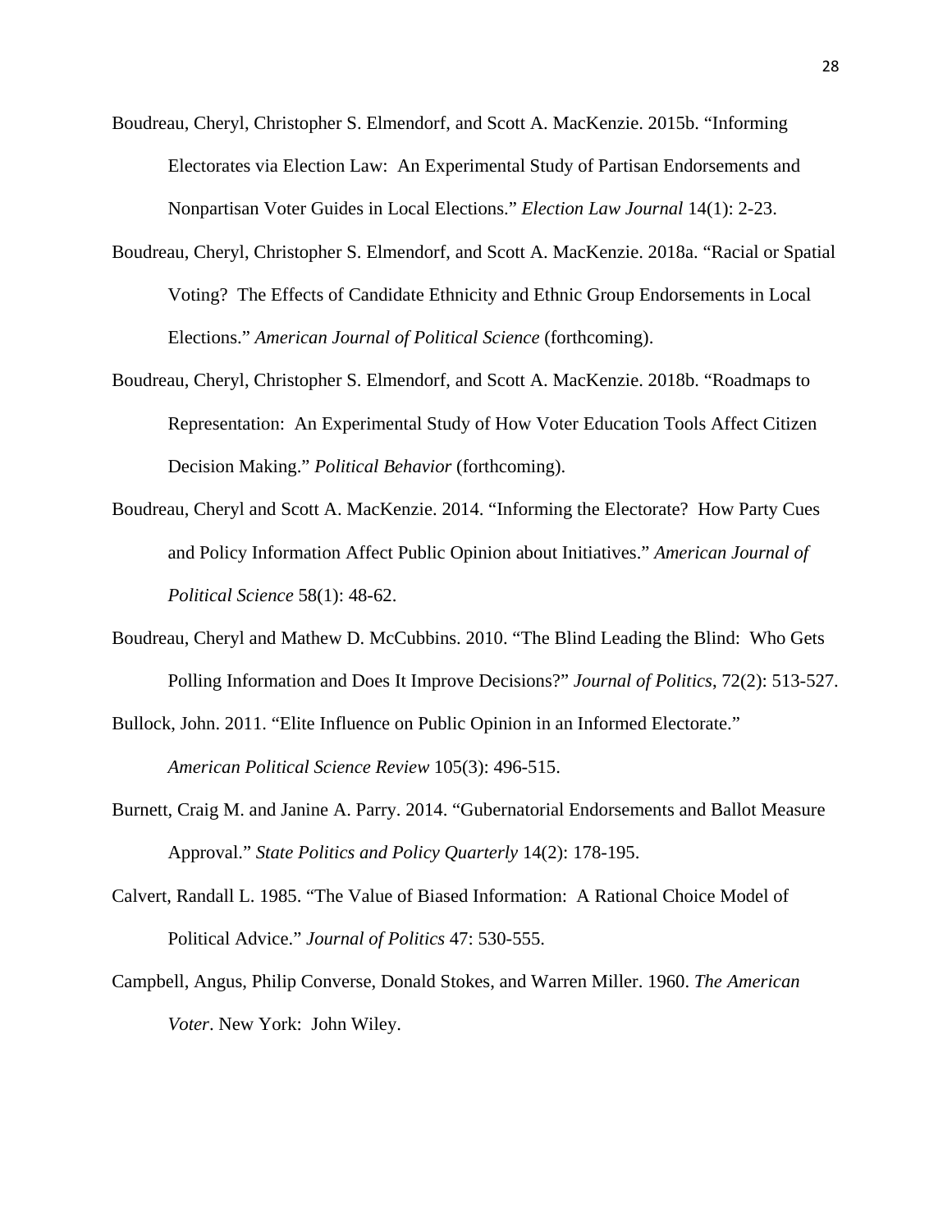Boudreau, Cheryl, Christopher S. Elmendorf, and Scott A. MacKenzie. 2015b. "Informing Electorates via Election Law: An Experimental Study of Partisan Endorsements and Nonpartisan Voter Guides in Local Elections." *Election Law Journal* 14(1): 2-23.

Boudreau, Cheryl, Christopher S. Elmendorf, and Scott A. MacKenzie. 2018a. "Racial or Spatial Voting? The Effects of Candidate Ethnicity and Ethnic Group Endorsements in Local Elections." *American Journal of Political Science* (forthcoming).

Boudreau, Cheryl, Christopher S. Elmendorf, and Scott A. MacKenzie. 2018b. "Roadmaps to Representation: An Experimental Study of How Voter Education Tools Affect Citizen Decision Making." *Political Behavior* (forthcoming).

Boudreau, Cheryl and Scott A. MacKenzie. 2014. "Informing the Electorate? How Party Cues and Policy Information Affect Public Opinion about Initiatives." *American Journal of Political Science* 58(1): 48-62.

Boudreau, Cheryl and Mathew D. McCubbins. 2010. "The Blind Leading the Blind: Who Gets Polling Information and Does It Improve Decisions?" *Journal of Politics*, 72(2): 513-527.

Bullock, John. 2011. "Elite Influence on Public Opinion in an Informed Electorate." *American Political Science Review* 105(3): 496-515.

Burnett, Craig M. and Janine A. Parry. 2014. "Gubernatorial Endorsements and Ballot Measure Approval." *State Politics and Policy Quarterly* 14(2): 178-195.

Calvert, Randall L. 1985. "The Value of Biased Information: A Rational Choice Model of Political Advice." *Journal of Politics* 47: 530-555.

Campbell, Angus, Philip Converse, Donald Stokes, and Warren Miller. 1960. *The American Voter*. New York: John Wiley.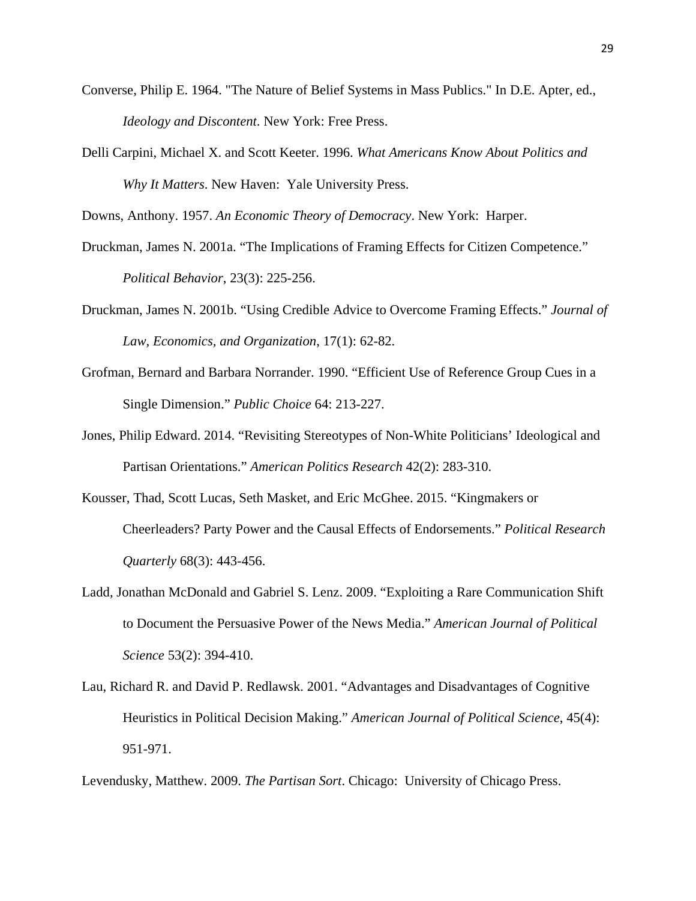Converse, Philip E. 1964. "The Nature of Belief Systems in Mass Publics." In D.E. Apter, ed., *Ideology and Discontent*. New York: Free Press.

Delli Carpini, Michael X. and Scott Keeter. 1996. *What Americans Know About Politics and Why It Matters*. New Haven: Yale University Press.

Downs, Anthony. 1957. *An Economic Theory of Democracy*. New York: Harper.

Druckman, James N. 2001a. "The Implications of Framing Effects for Citizen Competence." *Political Behavior*, 23(3): 225-256.

Druckman, James N. 2001b. "Using Credible Advice to Overcome Framing Effects." *Journal of Law, Economics, and Organization*, 17(1): 62-82.

Grofman, Bernard and Barbara Norrander. 1990. "Efficient Use of Reference Group Cues in a Single Dimension." *Public Choice* 64: 213-227.

Jones, Philip Edward. 2014. "Revisiting Stereotypes of Non-White Politicians' Ideological and Partisan Orientations." *American Politics Research* 42(2): 283-310.

Kousser, Thad, Scott Lucas, Seth Masket, and Eric McGhee. 2015. "Kingmakers or Cheerleaders? Party Power and the Causal Effects of Endorsements." *Political Research Quarterly* 68(3): 443-456.

Ladd, Jonathan McDonald and Gabriel S. Lenz. 2009. "Exploiting a Rare Communication Shift to Document the Persuasive Power of the News Media." *American Journal of Political Science* 53(2): 394-410.

Lau, Richard R. and David P. Redlawsk. 2001. "Advantages and Disadvantages of Cognitive Heuristics in Political Decision Making." *American Journal of Political Science*, 45(4): 951-971.

Levendusky, Matthew. 2009. *The Partisan Sort*. Chicago: University of Chicago Press.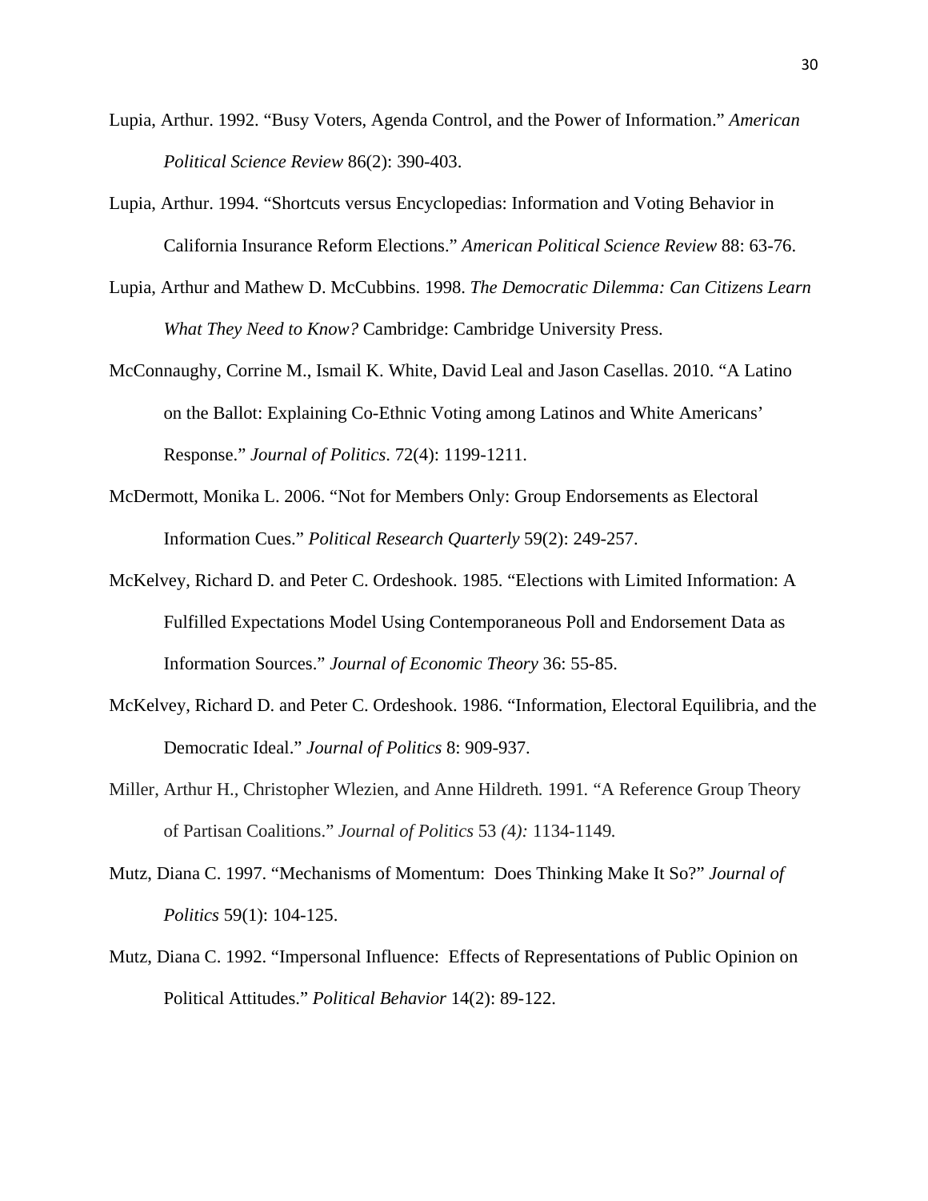Lupia, Arthur. 1992. "Busy Voters, Agenda Control, and the Power of Information." *American Political Science Review* 86(2): 390-403.

Lupia, Arthur. 1994. "Shortcuts versus Encyclopedias: Information and Voting Behavior in California Insurance Reform Elections." *American Political Science Review* 88: 63-76.

Lupia, Arthur and Mathew D. McCubbins. 1998. *The Democratic Dilemma: Can Citizens Learn What They Need to Know?* Cambridge: Cambridge University Press.

McConnaughy, Corrine M., Ismail K. White, David Leal and Jason Casellas. 2010. "A Latino on the Ballot: Explaining Co-Ethnic Voting among Latinos and White Americans' Response." *Journal of Politics*. 72(4): 1199-1211.

McDermott, Monika L. 2006. "Not for Members Only: Group Endorsements as Electoral Information Cues." *Political Research Quarterly* 59(2): 249-257.

McKelvey, Richard D. and Peter C. Ordeshook. 1985. "Elections with Limited Information: A Fulfilled Expectations Model Using Contemporaneous Poll and Endorsement Data as Information Sources." *Journal of Economic Theory* 36: 55-85.

McKelvey, Richard D. and Peter C. Ordeshook. 1986. "Information, Electoral Equilibria, and the Democratic Ideal." *Journal of Politics* 8: 909-937.

Miller, Arthur H., Christopher Wlezien, and Anne Hildreth. 1991. "A Reference Group Theory of Partisan Coalitions." *Journal of Politics* 53 *(4):* 1134-1149.

Mutz, Diana C. 1997. "Mechanisms of Momentum: Does Thinking Make It So?" *Journal of Politics* 59(1): 104-125.

Mutz, Diana C. 1992. "Impersonal Influence: Effects of Representations of Public Opinion on Political Attitudes." *Political Behavior* 14(2): 89-122.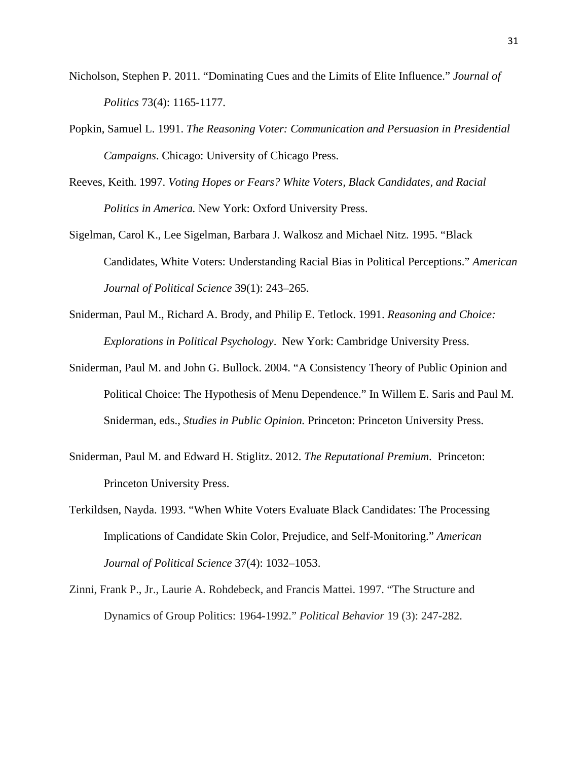Nicholson, Stephen P. 2011. "Dominating Cues and the Limits of Elite Influence." *Journal of Politics* 73(4): 1165-1177.

Popkin, Samuel L. 1991. *The Reasoning Voter: Communication and Persuasion in Presidential Campaigns*. Chicago: University of Chicago Press.

Reeves, Keith. 1997. *Voting Hopes or Fears? White Voters, Black Candidates, and Racial Politics in America.* New York: Oxford University Press.

Sigelman, Carol K., Lee Sigelman, Barbara J. Walkosz and Michael Nitz. 1995. "Black Candidates, White Voters: Understanding Racial Bias in Political Perceptions." *American Journal of Political Science* 39(1): 243–265.

Sniderman, Paul M., Richard A. Brody, and Philip E. Tetlock. 1991. *Reasoning and Choice: Explorations in Political Psychology*. New York: Cambridge University Press.

Sniderman, Paul M. and John G. Bullock. 2004. "A Consistency Theory of Public Opinion and Political Choice: The Hypothesis of Menu Dependence." In Willem E. Saris and Paul M. Sniderman, eds., *Studies in Public Opinion.* Princeton: Princeton University Press.

Sniderman, Paul M. and Edward H. Stiglitz. 2012. *The Reputational Premium*. Princeton: Princeton University Press.

Terkildsen, Nayda. 1993. "When White Voters Evaluate Black Candidates: The Processing Implications of Candidate Skin Color, Prejudice, and Self-Monitoring." *American Journal of Political Science* 37(4): 1032–1053.

Zinni, Frank P., Jr., Laurie A. Rohdebeck, and Francis Mattei. 1997. "The Structure and Dynamics of Group Politics: 1964-1992." *Political Behavior* 19 (3): 247-282.